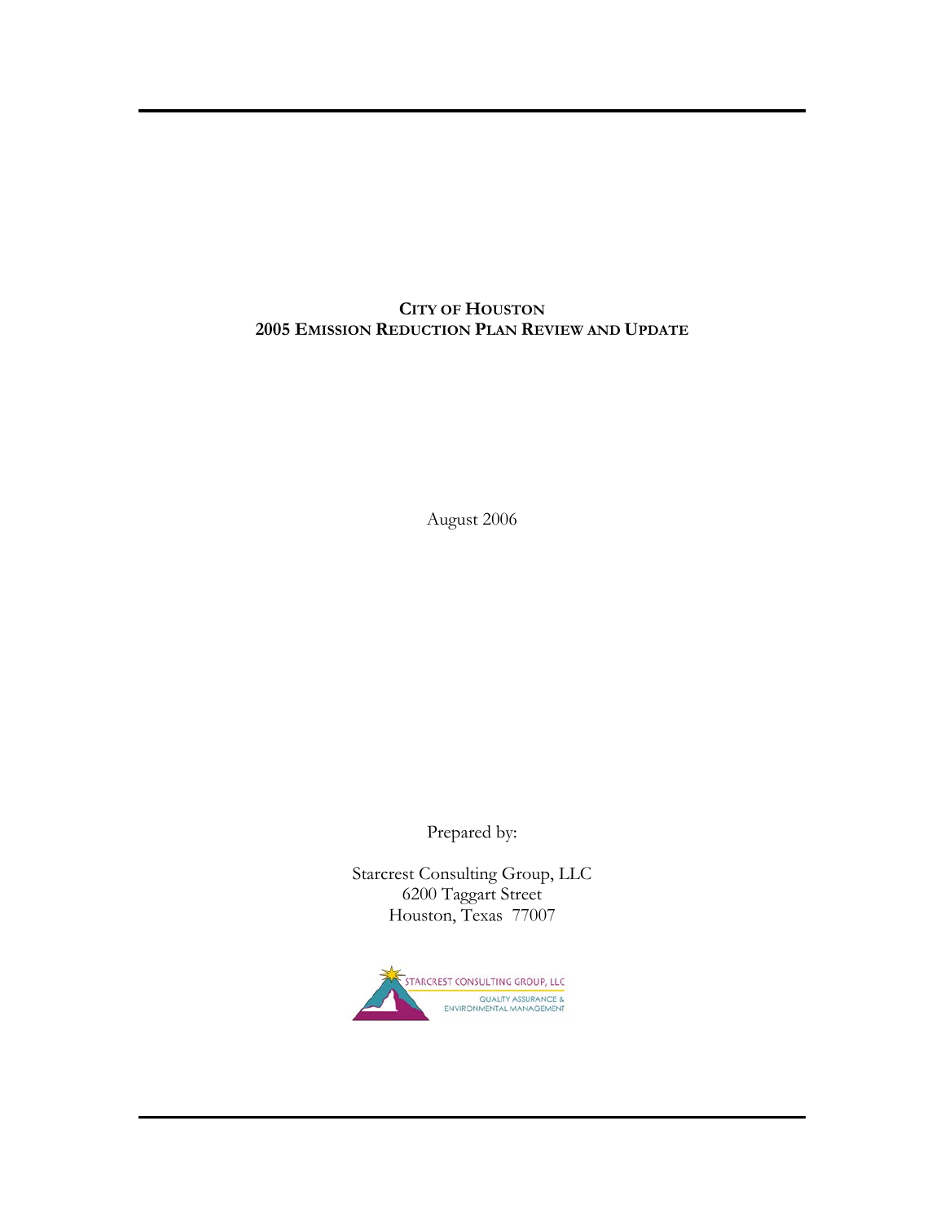# CITY OF HOUSTON
# 2005 EMISSION REDUCTION PLAN REVIEW AND UPDATE

August 2006

Prepared by:

Starcrest Consulting Group, LLC
6200 Taggart Street
Houston, Texas 77007

STARCREST CONSULTING GROUP, LLC
QUALITY ASSURANCE & ENVIRONMENTAL MANAGEMENT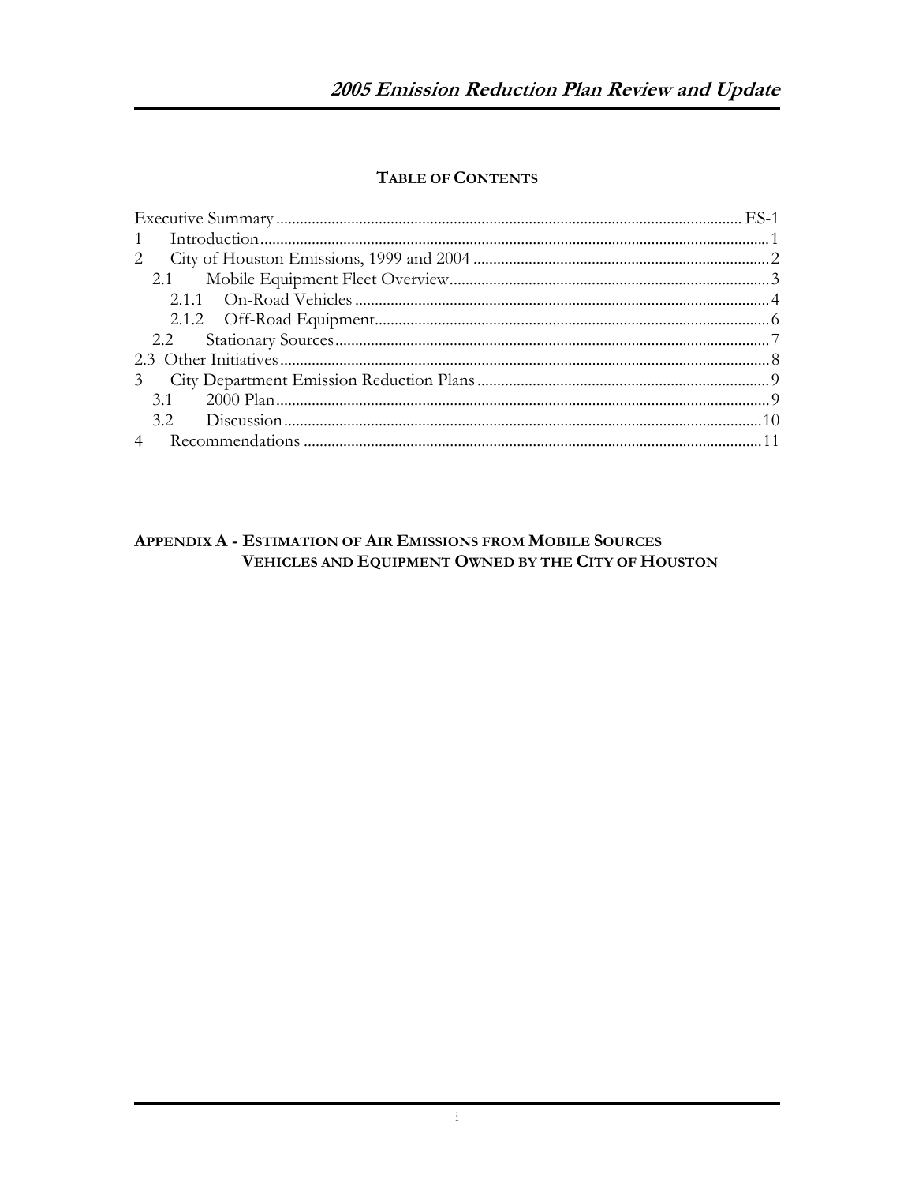## TABLE OF CONTENTS

Executive Summary ........................................................................................................ ES-1

1 Introduction ........................................................................................................................ 1

2 City of Houston Emissions, 1999 and 2004 ........................................................................ 2

- 2.1 Mobile Equipment Fleet Overview ................................................................................ 3
  - 2.1.1 On-Road Vehicles ...................................................................................................... 4
  - 2.1.2 Off-Road Equipment .................................................................................................. 6
- 2.2 Stationary Sources ........................................................................................................... 7

2.3 Other Initiatives ................................................................................................................... 8

3 City Department Emission Reduction Plans ........................................................................ 9

- 3.1 2000 Plan .......................................................................................................................... 9
- 3.2 Discussion ....................................................................................................................... 10

4 Recommendations ............................................................................................................... 11

**APPENDIX A - ESTIMATION OF AIR EMISSIONS FROM MOBILE SOURCES VEHICLES AND EQUIPMENT OWNED BY THE CITY OF HOUSTON**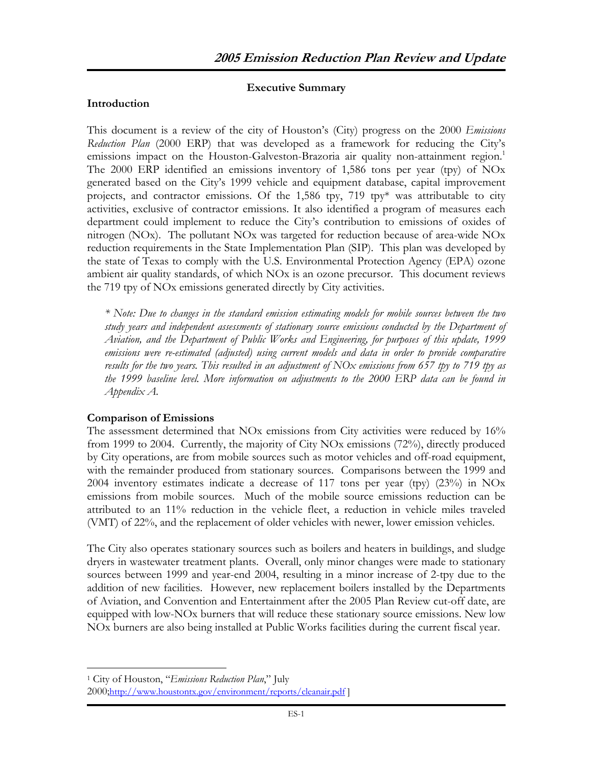## Executive Summary

### Introduction

This document is a review of the city of Houston's (City) progress on the 2000 *Emissions Reduction Plan* (2000 ERP) that was developed as a framework for reducing the City's emissions impact on the Houston-Galveston-Brazoria air quality non-attainment region.[1] The 2000 ERP identified an emissions inventory of 1,586 tons per year (tpy) of NOx generated based on the City's 1999 vehicle and equipment database, capital improvement projects, and contractor emissions. Of the 1,586 tpy, 719 tpy* was attributable to city activities, exclusive of contractor emissions. It also identified a program of measures each department could implement to reduce the City's contribution to emissions of oxides of nitrogen (NOx). The pollutant NOx was targeted for reduction because of area-wide NOx reduction requirements in the State Implementation Plan (SIP). This plan was developed by the state of Texas to comply with the U.S. Environmental Protection Agency (EPA) ozone ambient air quality standards, of which NOx is an ozone precursor. This document reviews the 719 tpy of NOx emissions generated directly by City activities.

> *\* Note: Due to changes in the standard emission estimating models for mobile sources between the two study years and independent assessments of stationary source emissions conducted by the Department of Aviation, and the Department of Public Works and Engineering, for purposes of this update, 1999 emissions were re-estimated (adjusted) using current models and data in order to provide comparative results for the two years. This resulted in an adjustment of NOx emissions from 657 tpy to 719 tpy as the 1999 baseline level. More information on adjustments to the 2000 ERP data can be found in Appendix A.*

### Comparison of Emissions

The assessment determined that NOx emissions from City activities were reduced by 16% from 1999 to 2004. Currently, the majority of City NOx emissions (72%), directly produced by City operations, are from mobile sources such as motor vehicles and off-road equipment, with the remainder produced from stationary sources. Comparisons between the 1999 and 2004 inventory estimates indicate a decrease of 117 tons per year (tpy) (23%) in NOx emissions from mobile sources. Much of the mobile source emissions reduction can be attributed to an 11% reduction in the vehicle fleet, a reduction in vehicle miles traveled (VMT) of 22%, and the replacement of older vehicles with newer, lower emission vehicles.

The City also operates stationary sources such as boilers and heaters in buildings, and sludge dryers in wastewater treatment plants. Overall, only minor changes were made to stationary sources between 1999 and year-end 2004, resulting in a minor increase of 2-tpy due to the addition of new facilities. However, new replacement boilers installed by the Departments of Aviation, and Convention and Entertainment after the 2005 Plan Review cut-off date, are equipped with low-NOx burners that will reduce these stationary source emissions. New low NOx burners are also being installed at Public Works facilities during the current fiscal year.

---

[1] City of Houston, "*Emissions Reduction Plan*," July 2000;http://www.houstontx.gov/environment/reports/cleanair.pdf ]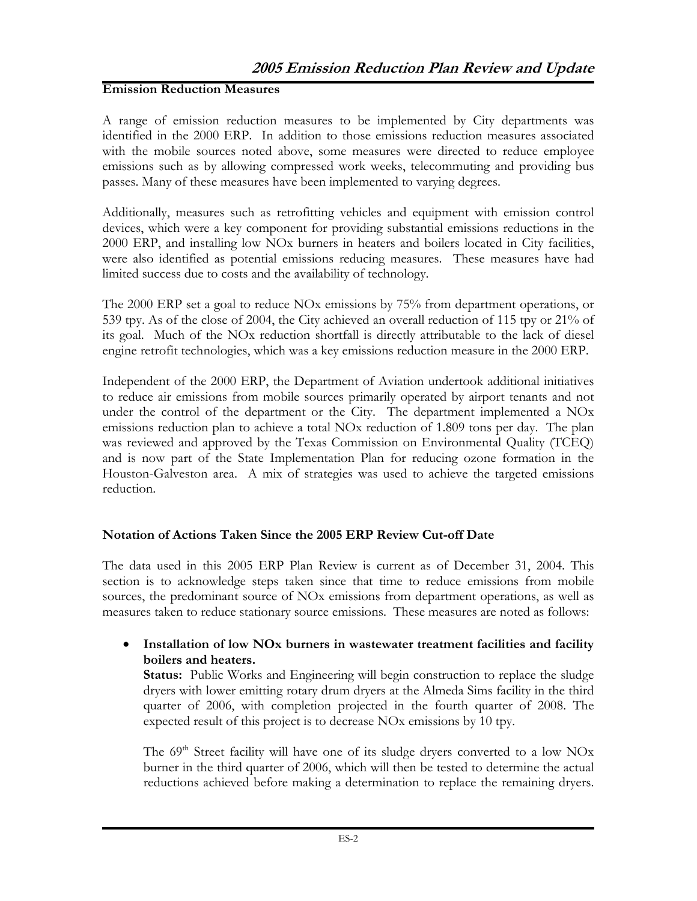**Emission Reduction Measures**

A range of emission reduction measures to be implemented by City departments was identified in the 2000 ERP. In addition to those emissions reduction measures associated with the mobile sources noted above, some measures were directed to reduce employee emissions such as by allowing compressed work weeks, telecommuting and providing bus passes. Many of these measures have been implemented to varying degrees.

Additionally, measures such as retrofitting vehicles and equipment with emission control devices, which were a key component for providing substantial emissions reductions in the 2000 ERP, and installing low NOx burners in heaters and boilers located in City facilities, were also identified as potential emissions reducing measures. These measures have had limited success due to costs and the availability of technology.

The 2000 ERP set a goal to reduce NOx emissions by 75% from department operations, or 539 tpy. As of the close of 2004, the City achieved an overall reduction of 115 tpy or 21% of its goal. Much of the NOx reduction shortfall is directly attributable to the lack of diesel engine retrofit technologies, which was a key emissions reduction measure in the 2000 ERP.

Independent of the 2000 ERP, the Department of Aviation undertook additional initiatives to reduce air emissions from mobile sources primarily operated by airport tenants and not under the control of the department or the City. The department implemented a NOx emissions reduction plan to achieve a total NOx reduction of 1.809 tons per day. The plan was reviewed and approved by the Texas Commission on Environmental Quality (TCEQ) and is now part of the State Implementation Plan for reducing ozone formation in the Houston-Galveston area. A mix of strategies was used to achieve the targeted emissions reduction.

**Notation of Actions Taken Since the 2005 ERP Review Cut-off Date**

The data used in this 2005 ERP Plan Review is current as of December 31, 2004. This section is to acknowledge steps taken since that time to reduce emissions from mobile sources, the predominant source of NOx emissions from department operations, as well as measures taken to reduce stationary source emissions. These measures are noted as follows:

- **Installation of low NOx burners in wastewater treatment facilities and facility boilers and heaters.**
  **Status:** Public Works and Engineering will begin construction to replace the sludge dryers with lower emitting rotary drum dryers at the Almeda Sims facility in the third quarter of 2006, with completion projected in the fourth quarter of 2008. The expected result of this project is to decrease NOx emissions by 10 tpy.

  The 69th Street facility will have one of its sludge dryers converted to a low NOx burner in the third quarter of 2006, which will then be tested to determine the actual reductions achieved before making a determination to replace the remaining dryers.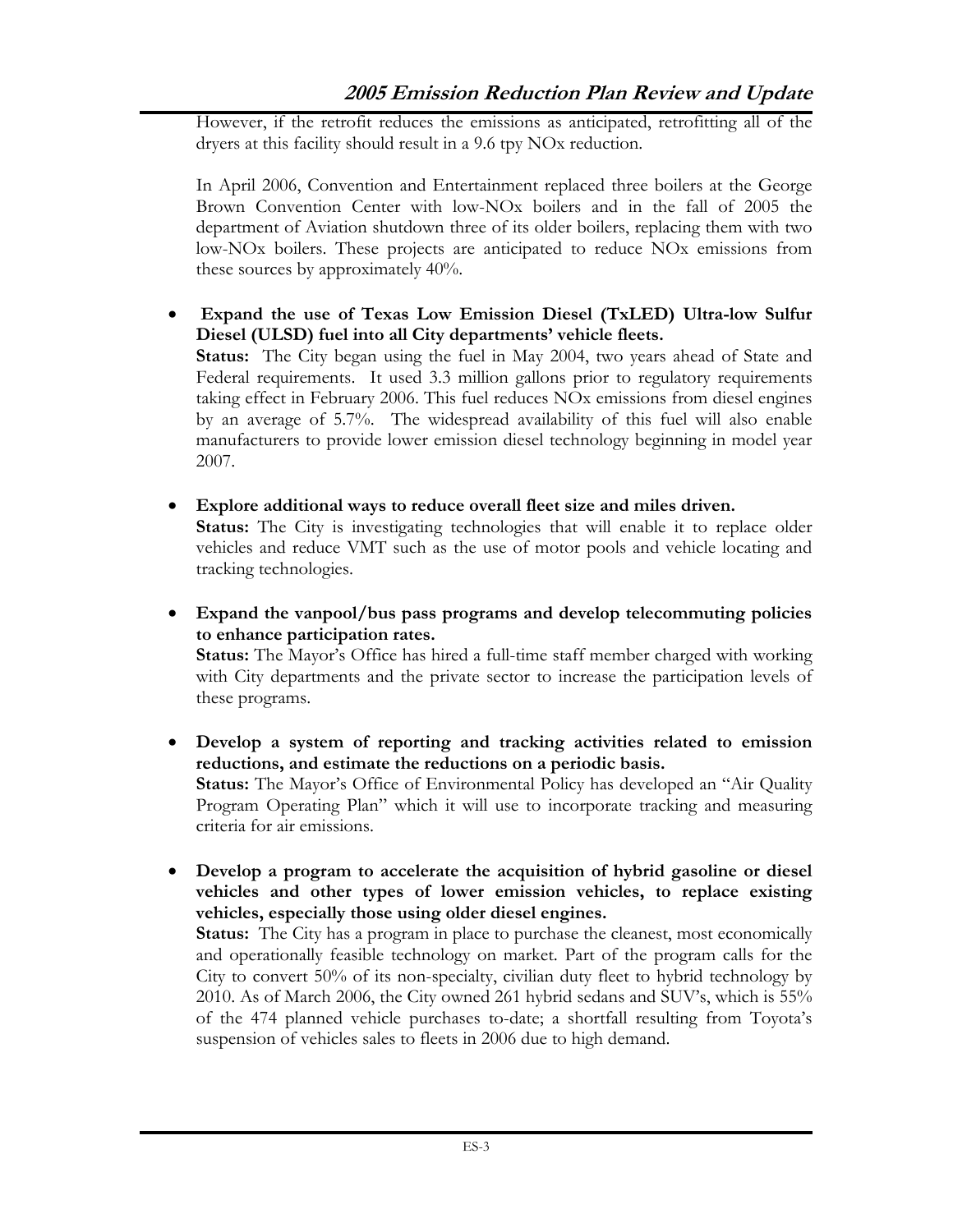However, if the retrofit reduces the emissions as anticipated, retrofitting all of the dryers at this facility should result in a 9.6 tpy NOx reduction.

In April 2006, Convention and Entertainment replaced three boilers at the George Brown Convention Center with low-NOx boilers and in the fall of 2005 the department of Aviation shutdown three of its older boilers, replacing them with two low-NOx boilers. These projects are anticipated to reduce NOx emissions from these sources by approximately 40%.

- **Expand the use of Texas Low Emission Diesel (TxLED) Ultra-low Sulfur Diesel (ULSD) fuel into all City departments' vehicle fleets.**
  **Status:** The City began using the fuel in May 2004, two years ahead of State and Federal requirements. It used 3.3 million gallons prior to regulatory requirements taking effect in February 2006. This fuel reduces NOx emissions from diesel engines by an average of 5.7%. The widespread availability of this fuel will also enable manufacturers to provide lower emission diesel technology beginning in model year 2007.

- **Explore additional ways to reduce overall fleet size and miles driven.**
  **Status:** The City is investigating technologies that will enable it to replace older vehicles and reduce VMT such as the use of motor pools and vehicle locating and tracking technologies.

- **Expand the vanpool/bus pass programs and develop telecommuting policies to enhance participation rates.**
  **Status:** The Mayor's Office has hired a full-time staff member charged with working with City departments and the private sector to increase the participation levels of these programs.

- **Develop a system of reporting and tracking activities related to emission reductions, and estimate the reductions on a periodic basis.**
  **Status:** The Mayor's Office of Environmental Policy has developed an "Air Quality Program Operating Plan" which it will use to incorporate tracking and measuring criteria for air emissions.

- **Develop a program to accelerate the acquisition of hybrid gasoline or diesel vehicles and other types of lower emission vehicles, to replace existing vehicles, especially those using older diesel engines.**
  **Status:** The City has a program in place to purchase the cleanest, most economically and operationally feasible technology on market. Part of the program calls for the City to convert 50% of its non-specialty, civilian duty fleet to hybrid technology by 2010. As of March 2006, the City owned 261 hybrid sedans and SUV's, which is 55% of the 474 planned vehicle purchases to-date; a shortfall resulting from Toyota's suspension of vehicles sales to fleets in 2006 due to high demand.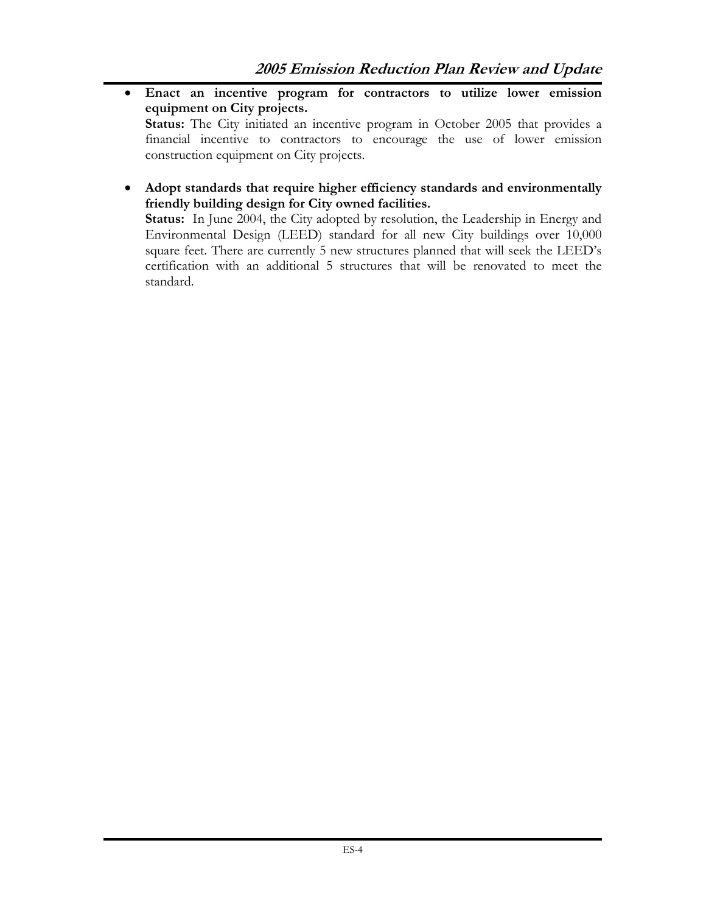- **Enact an incentive program for contractors to utilize lower emission equipment on City projects.**
  **Status:** The City initiated an incentive program in October 2005 that provides a financial incentive to contractors to encourage the use of lower emission construction equipment on City projects.

- **Adopt standards that require higher efficiency standards and environmentally friendly building design for City owned facilities.**
  **Status:** In June 2004, the City adopted by resolution, the Leadership in Energy and Environmental Design (LEED) standard for all new City buildings over 10,000 square feet. There are currently 5 new structures planned that will seek the LEED's certification with an additional 5 structures that will be renovated to meet the standard.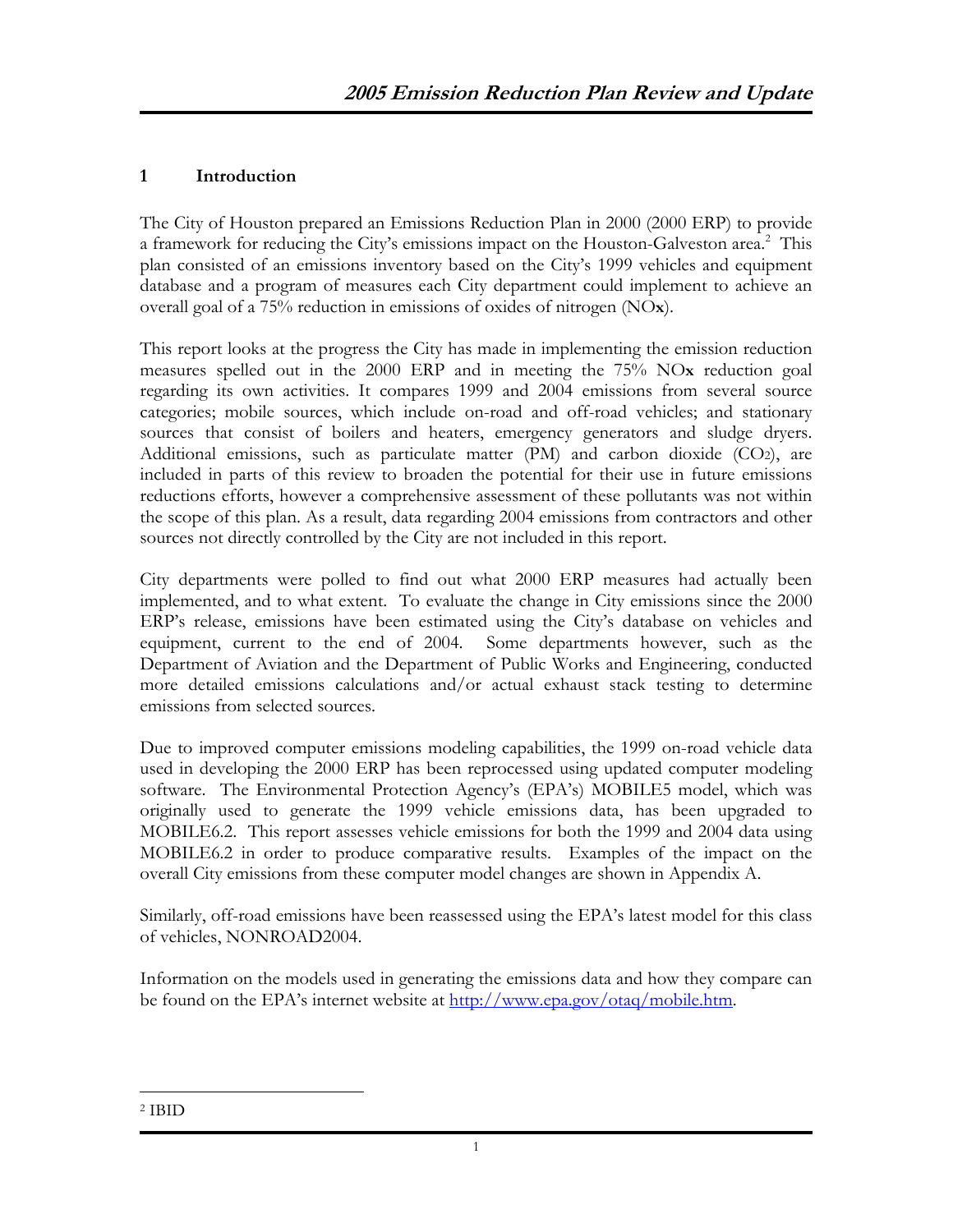# 1 Introduction

The City of Houston prepared an Emissions Reduction Plan in 2000 (2000 ERP) to provide a framework for reducing the City's emissions impact on the Houston-Galveston area.[2] This plan consisted of an emissions inventory based on the City's 1999 vehicles and equipment database and a program of measures each City department could implement to achieve an overall goal of a 75% reduction in emissions of oxides of nitrogen ($NO_x$).

This report looks at the progress the City has made in implementing the emission reduction measures spelled out in the 2000 ERP and in meeting the 75% $NO_x$ reduction goal regarding its own activities. It compares 1999 and 2004 emissions from several source categories; mobile sources, which include on-road and off-road vehicles; and stationary sources that consist of boilers and heaters, emergency generators and sludge dryers. Additional emissions, such as particulate matter (PM) and carbon dioxide ($CO_2$), are included in parts of this review to broaden the potential for their use in future emissions reductions efforts, however a comprehensive assessment of these pollutants was not within the scope of this plan. As a result, data regarding 2004 emissions from contractors and other sources not directly controlled by the City are not included in this report.

City departments were polled to find out what 2000 ERP measures had actually been implemented, and to what extent. To evaluate the change in City emissions since the 2000 ERP's release, emissions have been estimated using the City's database on vehicles and equipment, current to the end of 2004. Some departments however, such as the Department of Aviation and the Department of Public Works and Engineering, conducted more detailed emissions calculations and/or actual exhaust stack testing to determine emissions from selected sources.

Due to improved computer emissions modeling capabilities, the 1999 on-road vehicle data used in developing the 2000 ERP has been reprocessed using updated computer modeling software. The Environmental Protection Agency's (EPA's) MOBILE5 model, which was originally used to generate the 1999 vehicle emissions data, has been upgraded to MOBILE6.2. This report assesses vehicle emissions for both the 1999 and 2004 data using MOBILE6.2 in order to produce comparative results. Examples of the impact on the overall City emissions from these computer model changes are shown in Appendix A.

Similarly, off-road emissions have been reassessed using the EPA's latest model for this class of vehicles, NONROAD2004.

Information on the models used in generating the emissions data and how they compare can be found on the EPA's internet website at http://www.epa.gov/otaq/mobile.htm.

[2] IBID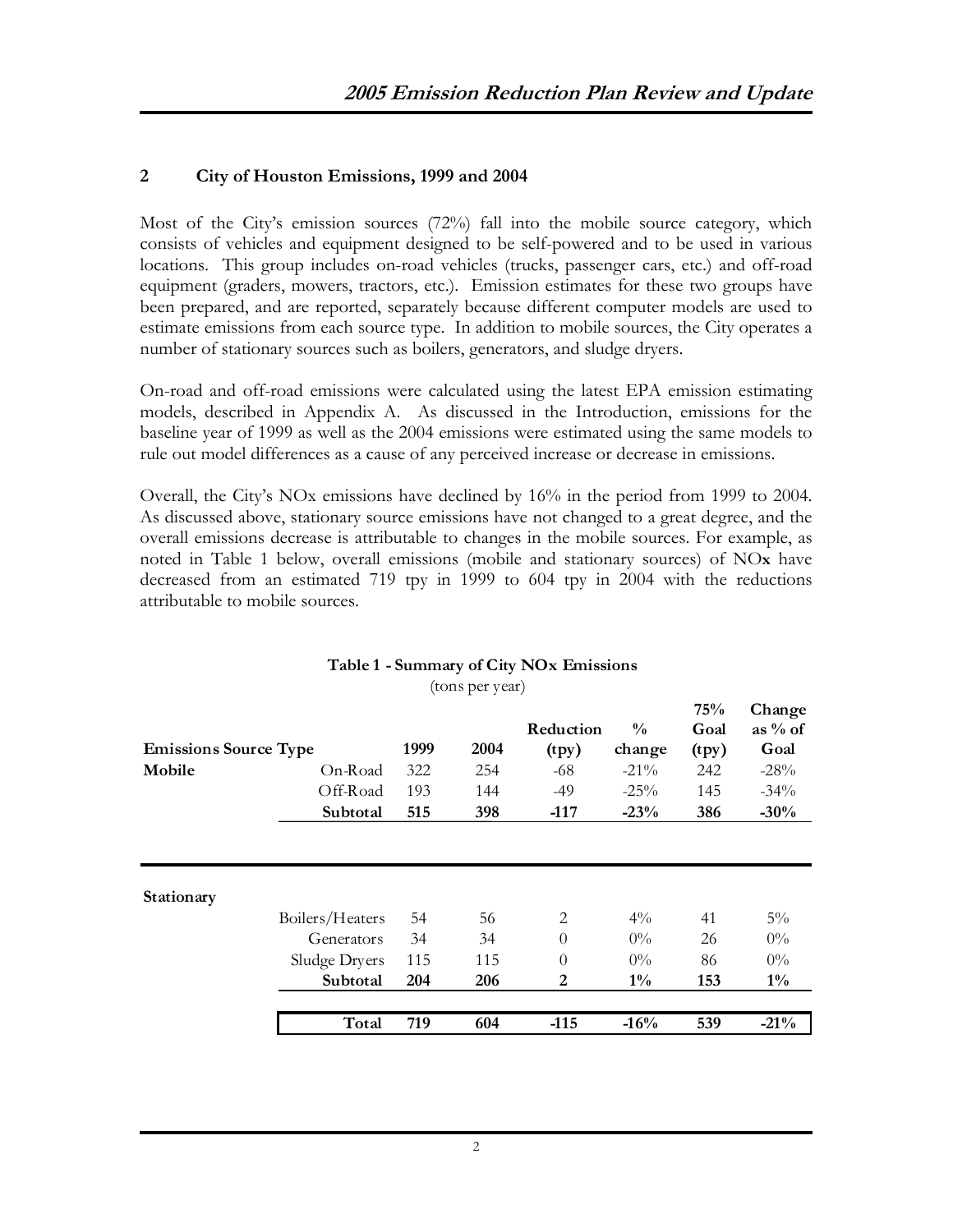## 2 City of Houston Emissions, 1999 and 2004

Most of the City's emission sources (72%) fall into the mobile source category, which consists of vehicles and equipment designed to be self-powered and to be used in various locations. This group includes on-road vehicles (trucks, passenger cars, etc.) and off-road equipment (graders, mowers, tractors, etc.). Emission estimates for these two groups have been prepared, and are reported, separately because different computer models are used to estimate emissions from each source type. In addition to mobile sources, the City operates a number of stationary sources such as boilers, generators, and sludge dryers.

On-road and off-road emissions were calculated using the latest EPA emission estimating models, described in Appendix A. As discussed in the Introduction, emissions for the baseline year of 1999 as well as the 2004 emissions were estimated using the same models to rule out model differences as a cause of any perceived increase or decrease in emissions.

Overall, the City's NOx emissions have declined by 16% in the period from 1999 to 2004. As discussed above, stationary source emissions have not changed to a great degree, and the overall emissions decrease is attributable to changes in the mobile sources. For example, as noted in Table 1 below, overall emissions (mobile and stationary sources) of NO**x** have decreased from an estimated 719 tpy in 1999 to 604 tpy in 2004 with the reductions attributable to mobile sources.

**Table 1 - Summary of City NOx Emissions**
(tons per year)

| Emissions Source Type | | 1999 | 2004 | Reduction (tpy) | % change | 75% Goal (tpy) | Change as % of Goal |
|---|---|---|---|---|---|---|---|
| **Mobile** | On-Road | 322 | 254 | -68 | -21% | 242 | -28% |
| | Off-Road | 193 | 144 | -49 | -25% | 145 | -34% |
| | **Subtotal** | **515** | **398** | **-117** | **-23%** | **386** | **-30%** |
| **Stationary** | | | | | | | |
| | Boilers/Heaters | 54 | 56 | 2 | 4% | 41 | 5% |
| | Generators | 34 | 34 | 0 | 0% | 26 | 0% |
| | Sludge Dryers | 115 | 115 | 0 | 0% | 86 | 0% |
| | **Subtotal** | **204** | **206** | **2** | **1%** | **153** | **1%** |
| | **Total** | **719** | **604** | **-115** | **-16%** | **539** | **-21%** |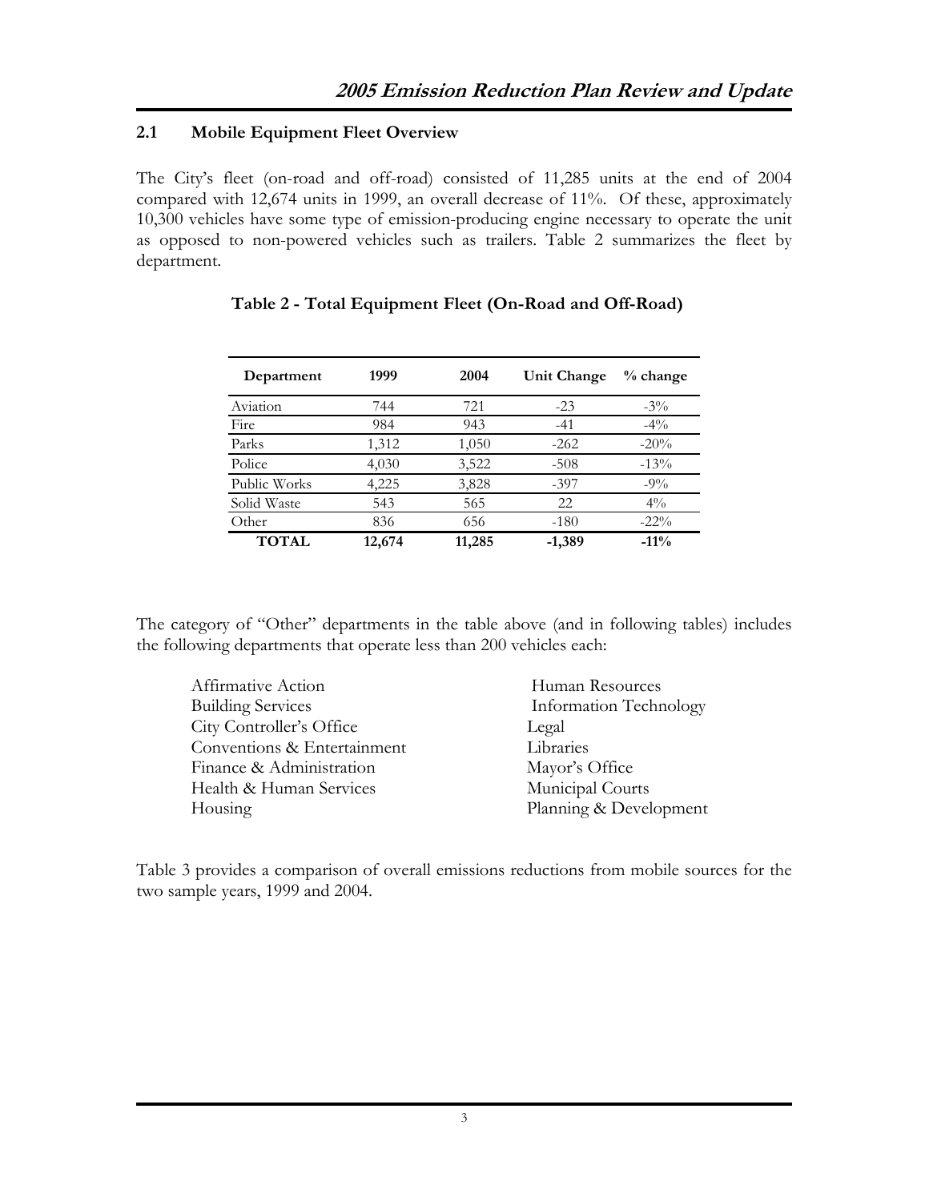## 2.1 Mobile Equipment Fleet Overview

The City's fleet (on-road and off-road) consisted of 11,285 units at the end of 2004 compared with 12,674 units in 1999, an overall decrease of 11%. Of these, approximately 10,300 vehicles have some type of emission-producing engine necessary to operate the unit as opposed to non-powered vehicles such as trailers. Table 2 summarizes the fleet by department.

**Table 2 - Total Equipment Fleet (On-Road and Off-Road)**

| Department | 1999 | 2004 | Unit Change | % change |
|---|---|---|---|---|
| Aviation | 744 | 721 | -23 | -3% |
| Fire | 984 | 943 | -41 | -4% |
| Parks | 1,312 | 1,050 | -262 | -20% |
| Police | 4,030 | 3,522 | -508 | -13% |
| Public Works | 4,225 | 3,828 | -397 | -9% |
| Solid Waste | 543 | 565 | 22 | 4% |
| Other | 836 | 656 | -180 | -22% |
| **TOTAL** | **12,674** | **11,285** | **-1,389** | **-11%** |

The category of "Other" departments in the table above (and in following tables) includes the following departments that operate less than 200 vehicles each:

- Affirmative Action
- Building Services
- City Controller's Office
- Conventions & Entertainment
- Finance & Administration
- Health & Human Services
- Housing
- Human Resources
- Information Technology
- Legal
- Libraries
- Mayor's Office
- Municipal Courts
- Planning & Development

Table 3 provides a comparison of overall emissions reductions from mobile sources for the two sample years, 1999 and 2004.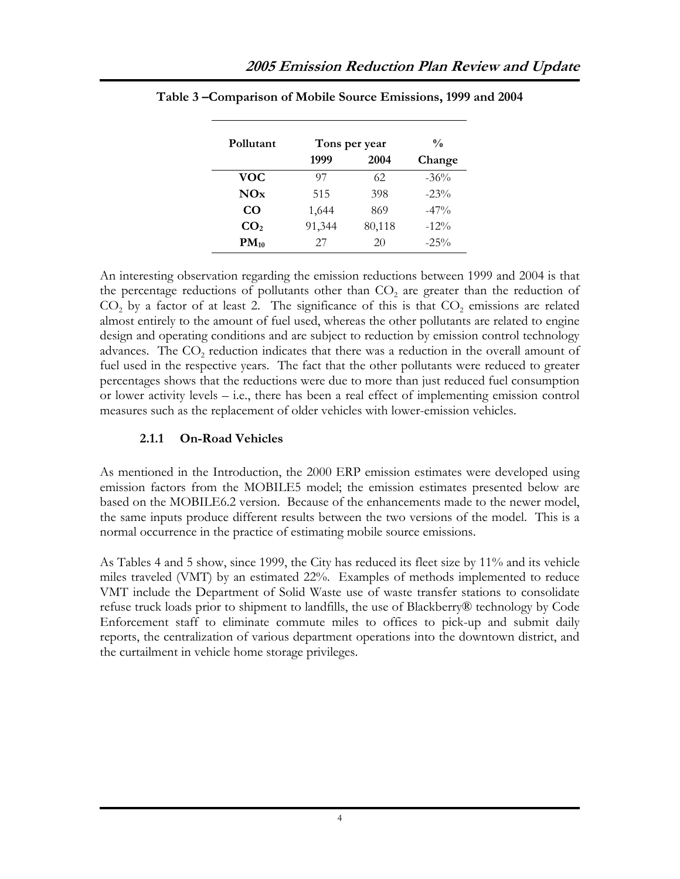**Table 3 –Comparison of Mobile Source Emissions, 1999 and 2004**

| Pollutant | Tons per year | | % |
|---|---|---|---|
| | 1999 | 2004 | Change |
| **VOC** | 97 | 62 | -36% |
| **NOx** | 515 | 398 | -23% |
| **CO** | 1,644 | 869 | -47% |
| **$CO_2$** | 91,344 | 80,118 | -12% |
| **$PM_{10}$** | 27 | 20 | -25% |

An interesting observation regarding the emission reductions between 1999 and 2004 is that the percentage reductions of pollutants other than $CO_2$ are greater than the reduction of $CO_2$ by a factor of at least 2. The significance of this is that $CO_2$ emissions are related almost entirely to the amount of fuel used, whereas the other pollutants are related to engine design and operating conditions and are subject to reduction by emission control technology advances. The $CO_2$ reduction indicates that there was a reduction in the overall amount of fuel used in the respective years. The fact that the other pollutants were reduced to greater percentages shows that the reductions were due to more than just reduced fuel consumption or lower activity levels – i.e., there has been a real effect of implementing emission control measures such as the replacement of older vehicles with lower-emission vehicles.

### 2.1.1 On-Road Vehicles

As mentioned in the Introduction, the 2000 ERP emission estimates were developed using emission factors from the MOBILE5 model; the emission estimates presented below are based on the MOBILE6.2 version. Because of the enhancements made to the newer model, the same inputs produce different results between the two versions of the model. This is a normal occurrence in the practice of estimating mobile source emissions.

As Tables 4 and 5 show, since 1999, the City has reduced its fleet size by 11% and its vehicle miles traveled (VMT) by an estimated 22%. Examples of methods implemented to reduce VMT include the Department of Solid Waste use of waste transfer stations to consolidate refuse truck loads prior to shipment to landfills, the use of Blackberry® technology by Code Enforcement staff to eliminate commute miles to offices to pick-up and submit daily reports, the centralization of various department operations into the downtown district, and the curtailment in vehicle home storage privileges.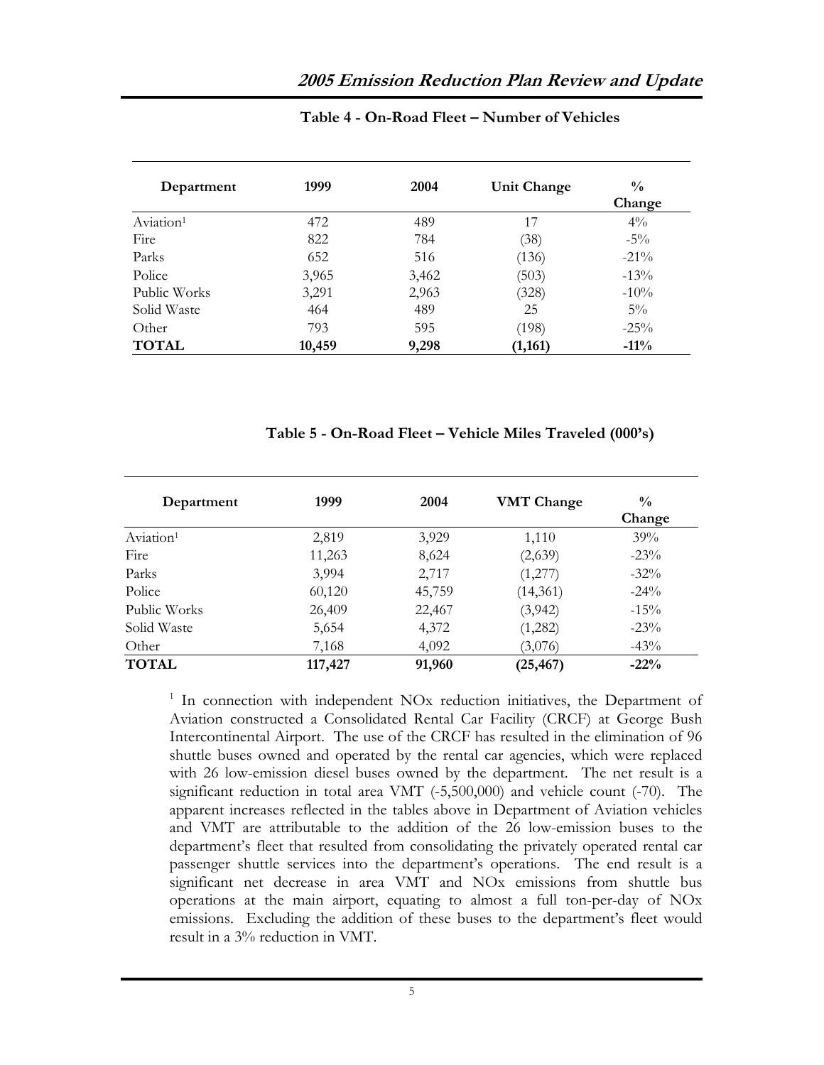**Table 4 - On-Road Fleet – Number of Vehicles**

| Department | 1999 | 2004 | Unit Change | % Change |
|---|---|---|---|---|
| Aviation[1] | 472 | 489 | 17 | 4% |
| Fire | 822 | 784 | (38) | -5% |
| Parks | 652 | 516 | (136) | -21% |
| Police | 3,965 | 3,462 | (503) | -13% |
| Public Works | 3,291 | 2,963 | (328) | -10% |
| Solid Waste | 464 | 489 | 25 | 5% |
| Other | 793 | 595 | (198) | -25% |
| **TOTAL** | **10,459** | **9,298** | **(1,161)** | **-11%** |

**Table 5 - On-Road Fleet – Vehicle Miles Traveled (000's)**

| Department | 1999 | 2004 | VMT Change | % Change |
|---|---|---|---|---|
| Aviation[1] | 2,819 | 3,929 | 1,110 | 39% |
| Fire | 11,263 | 8,624 | (2,639) | -23% |
| Parks | 3,994 | 2,717 | (1,277) | -32% |
| Police | 60,120 | 45,759 | (14,361) | -24% |
| Public Works | 26,409 | 22,467 | (3,942) | -15% |
| Solid Waste | 5,654 | 4,372 | (1,282) | -23% |
| Other | 7,168 | 4,092 | (3,076) | -43% |
| **TOTAL** | **117,427** | **91,960** | **(25,467)** | **-22%** |

[1] In connection with independent NOx reduction initiatives, the Department of Aviation constructed a Consolidated Rental Car Facility (CRCF) at George Bush Intercontinental Airport. The use of the CRCF has resulted in the elimination of 96 shuttle buses owned and operated by the rental car agencies, which were replaced with 26 low-emission diesel buses owned by the department. The net result is a significant reduction in total area VMT (-5,500,000) and vehicle count (-70). The apparent increases reflected in the tables above in Department of Aviation vehicles and VMT are attributable to the addition of the 26 low-emission buses to the department's fleet that resulted from consolidating the privately operated rental car passenger shuttle services into the department's operations. The end result is a significant net decrease in area VMT and NOx emissions from shuttle bus operations at the main airport, equating to almost a full ton-per-day of NOx emissions. Excluding the addition of these buses to the department's fleet would result in a 3% reduction in VMT.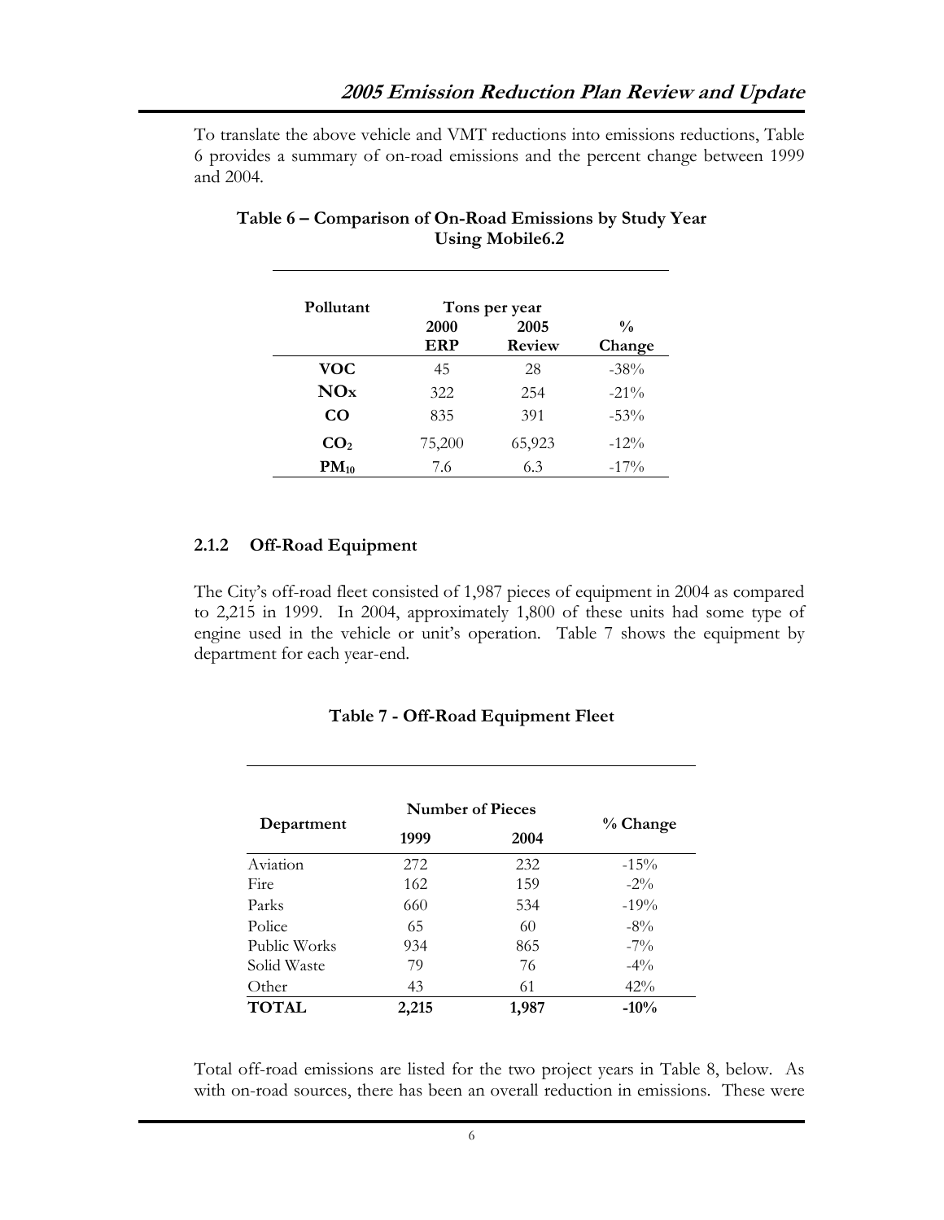To translate the above vehicle and VMT reductions into emissions reductions, Table 6 provides a summary of on-road emissions and the percent change between 1999 and 2004.

**Table 6 – Comparison of On-Road Emissions by Study Year Using Mobile6.2**

| Pollutant | Tons per year | | % |
|---|---|---|---|
| | 2000 ERP | 2005 Review | Change |
| **VOC** | 45 | 28 | -38% |
| **NOx** | 322 | 254 | -21% |
| **CO** | 835 | 391 | -53% |
| **$CO_2$** | 75,200 | 65,923 | -12% |
| **$PM_{10}$** | 7.6 | 6.3 | -17% |

### 2.1.2 Off-Road Equipment

The City's off-road fleet consisted of 1,987 pieces of equipment in 2004 as compared to 2,215 in 1999. In 2004, approximately 1,800 of these units had some type of engine used in the vehicle or unit's operation. Table 7 shows the equipment by department for each year-end.

**Table 7 - Off-Road Equipment Fleet**

| Department | Number of Pieces | | % Change |
|---|---|---|---|
| | 1999 | 2004 | |
| Aviation | 272 | 232 | -15% |
| Fire | 162 | 159 | -2% |
| Parks | 660 | 534 | -19% |
| Police | 65 | 60 | -8% |
| Public Works | 934 | 865 | -7% |
| Solid Waste | 79 | 76 | -4% |
| Other | 43 | 61 | 42% |
| **TOTAL** | **2,215** | **1,987** | **-10%** |

Total off-road emissions are listed for the two project years in Table 8, below. As with on-road sources, there has been an overall reduction in emissions. These were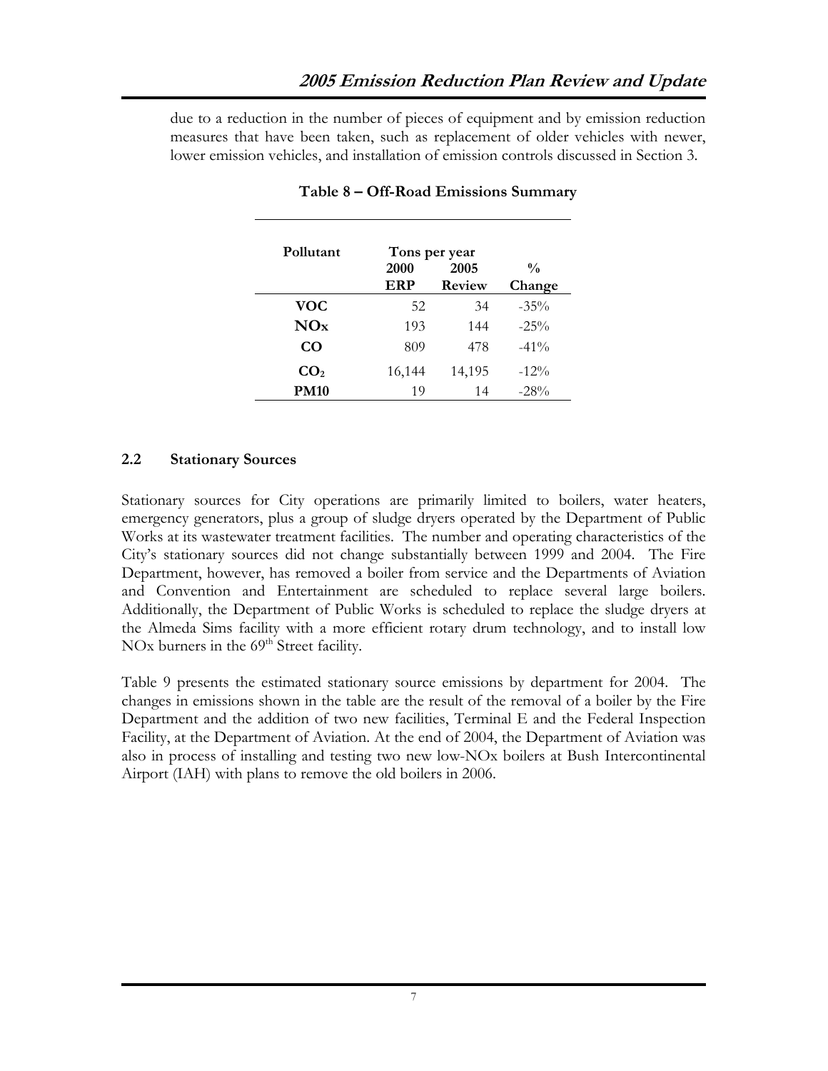due to a reduction in the number of pieces of equipment and by emission reduction measures that have been taken, such as replacement of older vehicles with newer, lower emission vehicles, and installation of emission controls discussed in Section 3.

**Table 8 – Off-Road Emissions Summary**

| Pollutant | Tons per year | | |
|---|---|---|---|
| | 2000 ERP | 2005 Review | % Change |
| **VOC** | 52 | 34 | -35% |
| **NOx** | 193 | 144 | -25% |
| **CO** | 809 | 478 | -41% |
| **$CO_2$** | 16,144 | 14,195 | -12% |
| **PM10** | 19 | 14 | -28% |

## 2.2 Stationary Sources

Stationary sources for City operations are primarily limited to boilers, water heaters, emergency generators, plus a group of sludge dryers operated by the Department of Public Works at its wastewater treatment facilities. The number and operating characteristics of the City's stationary sources did not change substantially between 1999 and 2004. The Fire Department, however, has removed a boiler from service and the Departments of Aviation and Convention and Entertainment are scheduled to replace several large boilers. Additionally, the Department of Public Works is scheduled to replace the sludge dryers at the Almeda Sims facility with a more efficient rotary drum technology, and to install low NOx burners in the 69th Street facility.

Table 9 presents the estimated stationary source emissions by department for 2004. The changes in emissions shown in the table are the result of the removal of a boiler by the Fire Department and the addition of two new facilities, Terminal E and the Federal Inspection Facility, at the Department of Aviation. At the end of 2004, the Department of Aviation was also in process of installing and testing two new low-NOx boilers at Bush Intercontinental Airport (IAH) with plans to remove the old boilers in 2006.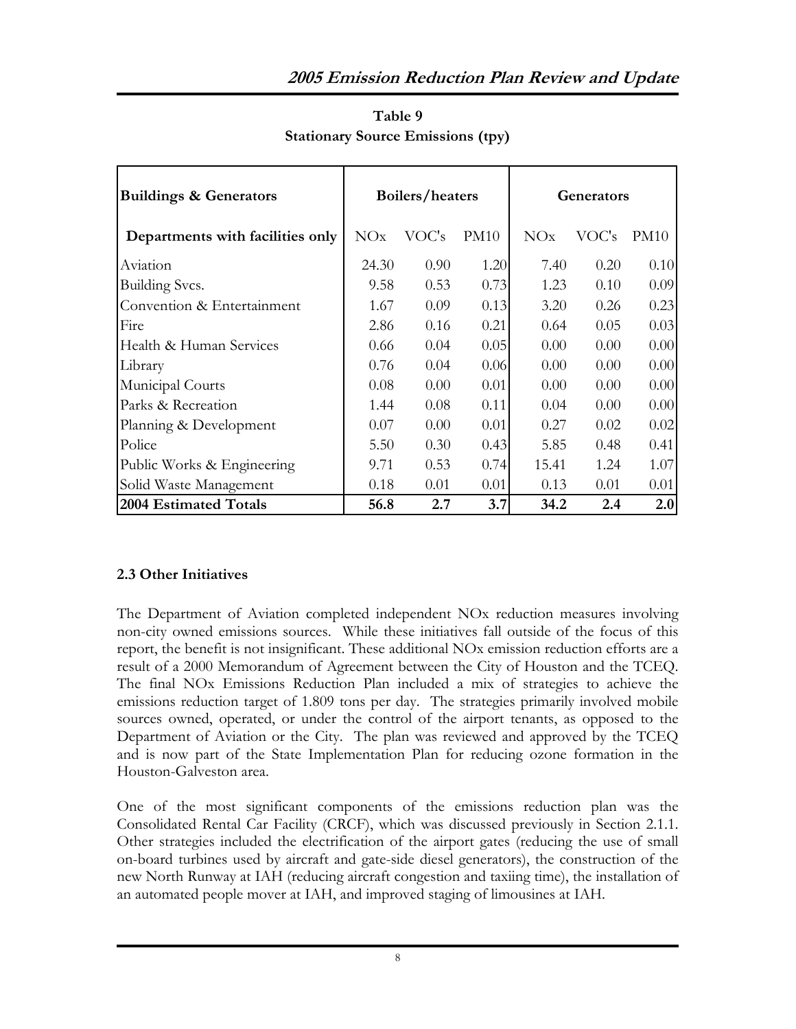**Table 9**
**Stationary Source Emissions (tpy)**

| **Buildings & Generators** | **Boilers/heaters** | | | **Generators** | | |
|---|---|---|---|---|---|---|
| **Departments with facilities only** | NOx | VOC's | PM10 | NOx | VOC's | PM10 |
| Aviation | 24.30 | 0.90 | 1.20 | 7.40 | 0.20 | 0.10 |
| Building Svcs. | 9.58 | 0.53 | 0.73 | 1.23 | 0.10 | 0.09 |
| Convention & Entertainment | 1.67 | 0.09 | 0.13 | 3.20 | 0.26 | 0.23 |
| Fire | 2.86 | 0.16 | 0.21 | 0.64 | 0.05 | 0.03 |
| Health & Human Services | 0.66 | 0.04 | 0.05 | 0.00 | 0.00 | 0.00 |
| Library | 0.76 | 0.04 | 0.06 | 0.00 | 0.00 | 0.00 |
| Municipal Courts | 0.08 | 0.00 | 0.01 | 0.00 | 0.00 | 0.00 |
| Parks & Recreation | 1.44 | 0.08 | 0.11 | 0.04 | 0.00 | 0.00 |
| Planning & Development | 0.07 | 0.00 | 0.01 | 0.27 | 0.02 | 0.02 |
| Police | 5.50 | 0.30 | 0.43 | 5.85 | 0.48 | 0.41 |
| Public Works & Engineering | 9.71 | 0.53 | 0.74 | 15.41 | 1.24 | 1.07 |
| Solid Waste Management | 0.18 | 0.01 | 0.01 | 0.13 | 0.01 | 0.01 |
| **2004 Estimated Totals** | **56.8** | **2.7** | **3.7** | **34.2** | **2.4** | **2.0** |

### 2.3 Other Initiatives

The Department of Aviation completed independent NOx reduction measures involving non-city owned emissions sources. While these initiatives fall outside of the focus of this report, the benefit is not insignificant. These additional NOx emission reduction efforts are a result of a 2000 Memorandum of Agreement between the City of Houston and the TCEQ. The final NOx Emissions Reduction Plan included a mix of strategies to achieve the emissions reduction target of 1.809 tons per day. The strategies primarily involved mobile sources owned, operated, or under the control of the airport tenants, as opposed to the Department of Aviation or the City. The plan was reviewed and approved by the TCEQ and is now part of the State Implementation Plan for reducing ozone formation in the Houston-Galveston area.

One of the most significant components of the emissions reduction plan was the Consolidated Rental Car Facility (CRCF), which was discussed previously in Section 2.1.1. Other strategies included the electrification of the airport gates (reducing the use of small on-board turbines used by aircraft and gate-side diesel generators), the construction of the new North Runway at IAH (reducing aircraft congestion and taxiing time), the installation of an automated people mover at IAH, and improved staging of limousines at IAH.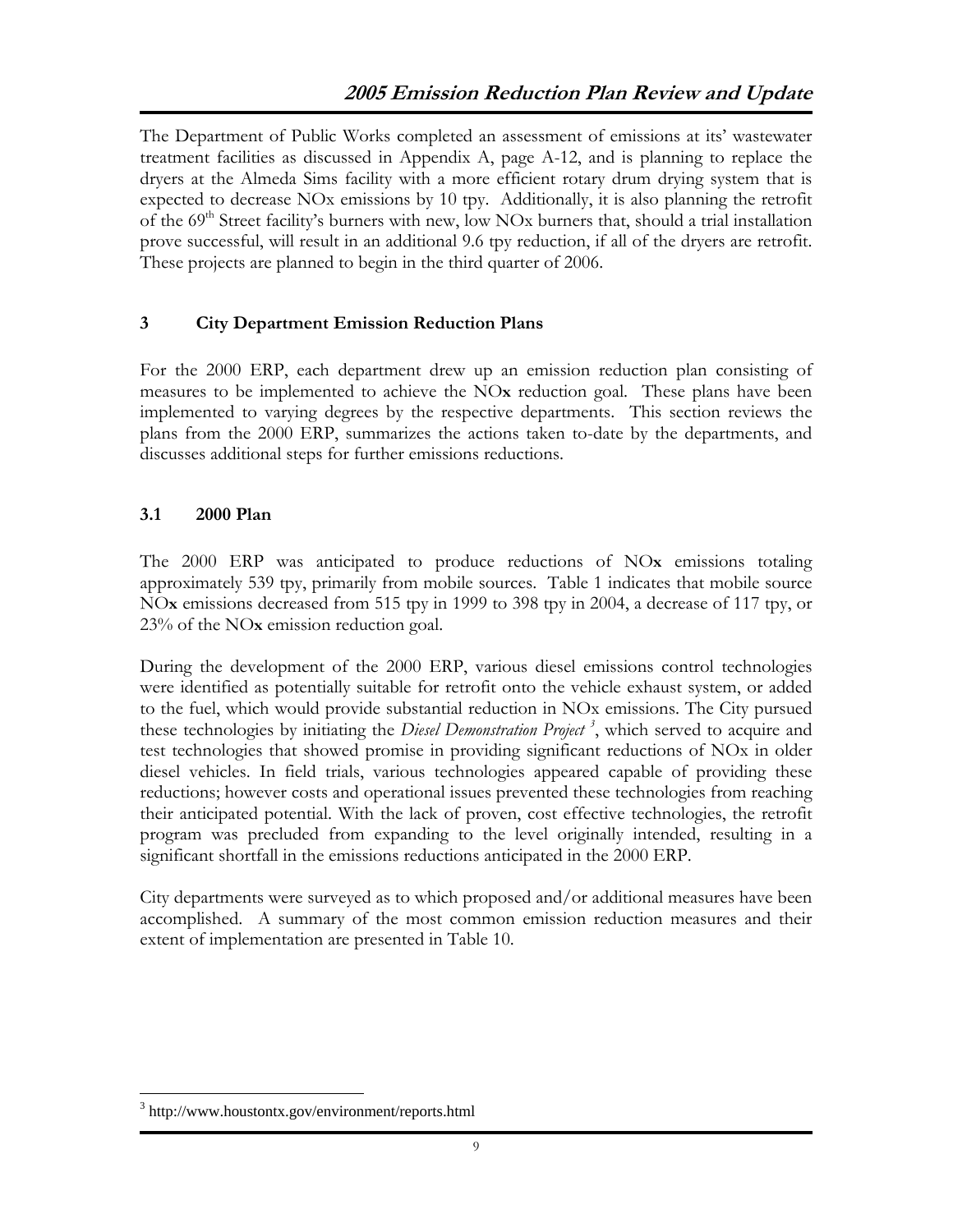The Department of Public Works completed an assessment of emissions at its' wastewater treatment facilities as discussed in Appendix A, page A-12, and is planning to replace the dryers at the Almeda Sims facility with a more efficient rotary drum drying system that is expected to decrease NOx emissions by 10 tpy. Additionally, it is also planning the retrofit of the 69th Street facility's burners with new, low NOx burners that, should a trial installation prove successful, will result in an additional 9.6 tpy reduction, if all of the dryers are retrofit. These projects are planned to begin in the third quarter of 2006.

## 3 City Department Emission Reduction Plans

For the 2000 ERP, each department drew up an emission reduction plan consisting of measures to be implemented to achieve the NO**x** reduction goal. These plans have been implemented to varying degrees by the respective departments. This section reviews the plans from the 2000 ERP, summarizes the actions taken to-date by the departments, and discusses additional steps for further emissions reductions.

### 3.1 2000 Plan

The 2000 ERP was anticipated to produce reductions of NO**x** emissions totaling approximately 539 tpy, primarily from mobile sources. Table 1 indicates that mobile source NO**x** emissions decreased from 515 tpy in 1999 to 398 tpy in 2004, a decrease of 117 tpy, or 23% of the NO**x** emission reduction goal.

During the development of the 2000 ERP, various diesel emissions control technologies were identified as potentially suitable for retrofit onto the vehicle exhaust system, or added to the fuel, which would provide substantial reduction in NOx emissions. The City pursued these technologies by initiating the *Diesel Demonstration Project* [3], which served to acquire and test technologies that showed promise in providing significant reductions of NOx in older diesel vehicles. In field trials, various technologies appeared capable of providing these reductions; however costs and operational issues prevented these technologies from reaching their anticipated potential. With the lack of proven, cost effective technologies, the retrofit program was precluded from expanding to the level originally intended, resulting in a significant shortfall in the emissions reductions anticipated in the 2000 ERP.

City departments were surveyed as to which proposed and/or additional measures have been accomplished. A summary of the most common emission reduction measures and their extent of implementation are presented in Table 10.

[3] http://www.houstontx.gov/environment/reports.html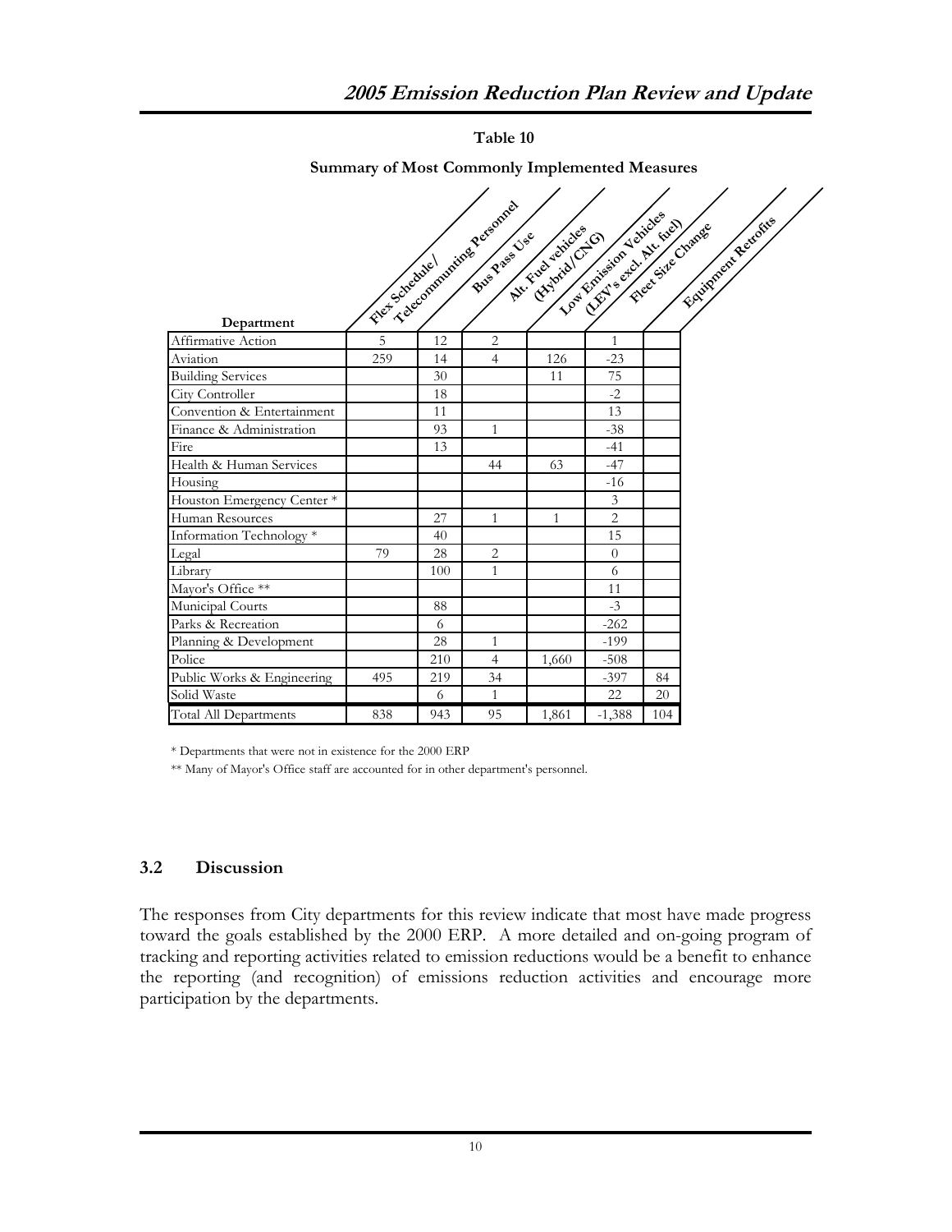**Table 10**

**Summary of Most Commonly Implemented Measures**

| Department | Flex Schedule/ Telecommunting Personnel | Bus Pass Use | Alt. Fuel vehicles (Hybrid/CNG) | Low Emission Vehicles (LEV's excl. Alt. fuel) | Fleet Size Change | Equipment Retrofits |
|---|---|---|---|---|---|---|
| Affirmative Action | 5 | 12 | 2 | | 1 | |
| Aviation | 259 | 14 | 4 | 126 | -23 | |
| Building Services | | 30 | | 11 | 75 | |
| City Controller | | 18 | | | -2 | |
| Convention & Entertainment | | 11 | | | 13 | |
| Finance & Administration | | 93 | 1 | | -38 | |
| Fire | | 13 | | | -41 | |
| Health & Human Services | | | 44 | 63 | -47 | |
| Housing | | | | | -16 | |
| Houston Emergency Center * | | | | | 3 | |
| Human Resources | | 27 | 1 | 1 | 2 | |
| Information Technology * | | 40 | | | 15 | |
| Legal | 79 | 28 | 2 | | 0 | |
| Library | | 100 | 1 | | 6 | |
| Mayor's Office ** | | | | | 11 | |
| Municipal Courts | | 88 | | | -3 | |
| Parks & Recreation | | 6 | | | -262 | |
| Planning & Development | | 28 | 1 | | -199 | |
| Police | | 210 | 4 | 1,660 | -508 | |
| Public Works & Engineering | 495 | 219 | 34 | | -397 | 84 |
| Solid Waste | | 6 | 1 | | 22 | 20 |
| Total All Departments | 838 | 943 | 95 | 1,861 | -1,388 | 104 |

\* Departments that were not in existence for the 2000 ERP

\** Many of Mayor's Office staff are accounted for in other department's personnel.

### 3.2 Discussion

The responses from City departments for this review indicate that most have made progress toward the goals established by the 2000 ERP. A more detailed and on-going program of tracking and reporting activities related to emission reductions would be a benefit to enhance the reporting (and recognition) of emissions reduction activities and encourage more participation by the departments.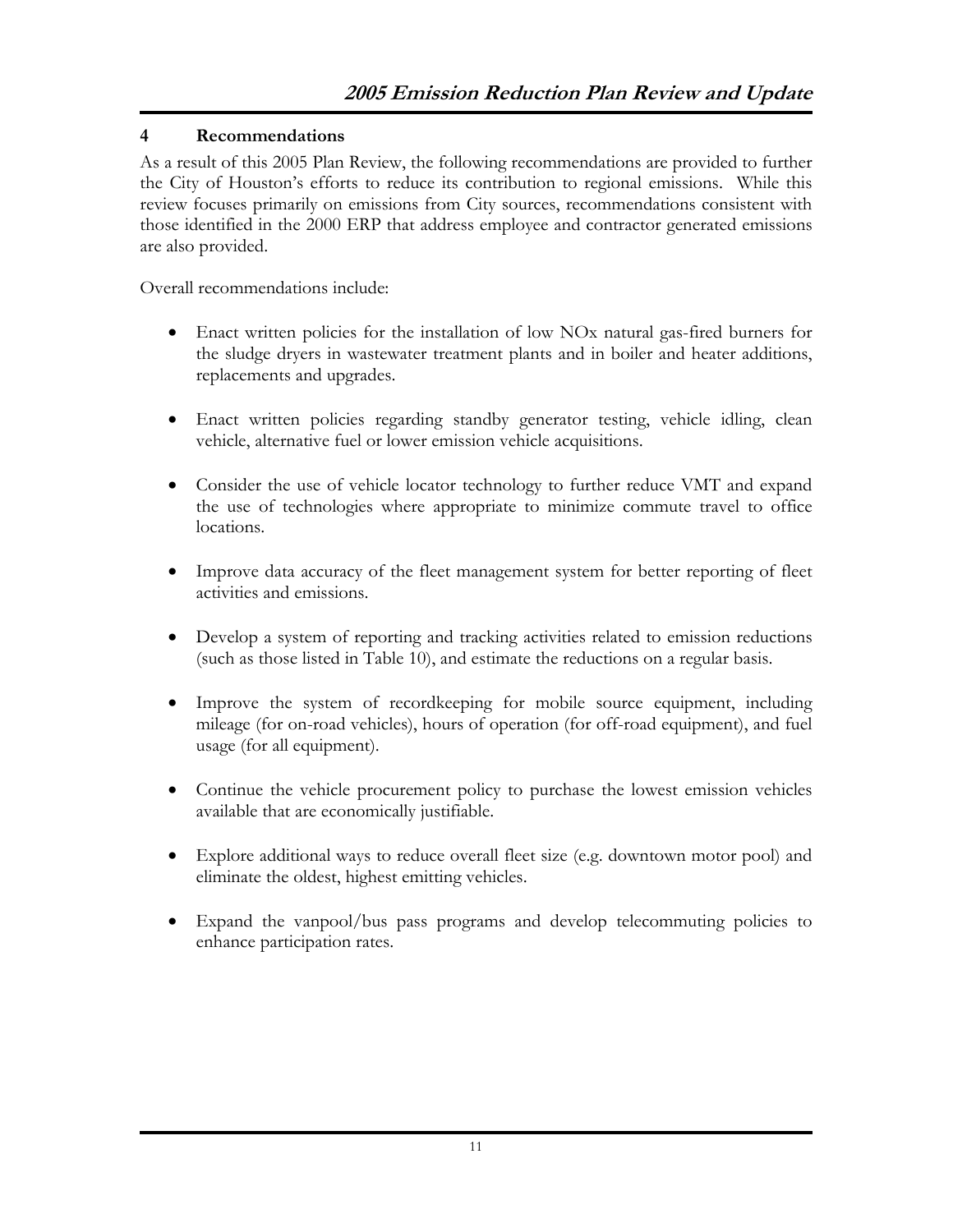## 4 Recommendations

As a result of this 2005 Plan Review, the following recommendations are provided to further the City of Houston's efforts to reduce its contribution to regional emissions. While this review focuses primarily on emissions from City sources, recommendations consistent with those identified in the 2000 ERP that address employee and contractor generated emissions are also provided.

Overall recommendations include:

- Enact written policies for the installation of low NOx natural gas-fired burners for the sludge dryers in wastewater treatment plants and in boiler and heater additions, replacements and upgrades.
- Enact written policies regarding standby generator testing, vehicle idling, clean vehicle, alternative fuel or lower emission vehicle acquisitions.
- Consider the use of vehicle locator technology to further reduce VMT and expand the use of technologies where appropriate to minimize commute travel to office locations.
- Improve data accuracy of the fleet management system for better reporting of fleet activities and emissions.
- Develop a system of reporting and tracking activities related to emission reductions (such as those listed in Table 10), and estimate the reductions on a regular basis.
- Improve the system of recordkeeping for mobile source equipment, including mileage (for on-road vehicles), hours of operation (for off-road equipment), and fuel usage (for all equipment).
- Continue the vehicle procurement policy to purchase the lowest emission vehicles available that are economically justifiable.
- Explore additional ways to reduce overall fleet size (e.g. downtown motor pool) and eliminate the oldest, highest emitting vehicles.
- Expand the vanpool/bus pass programs and develop telecommuting policies to enhance participation rates.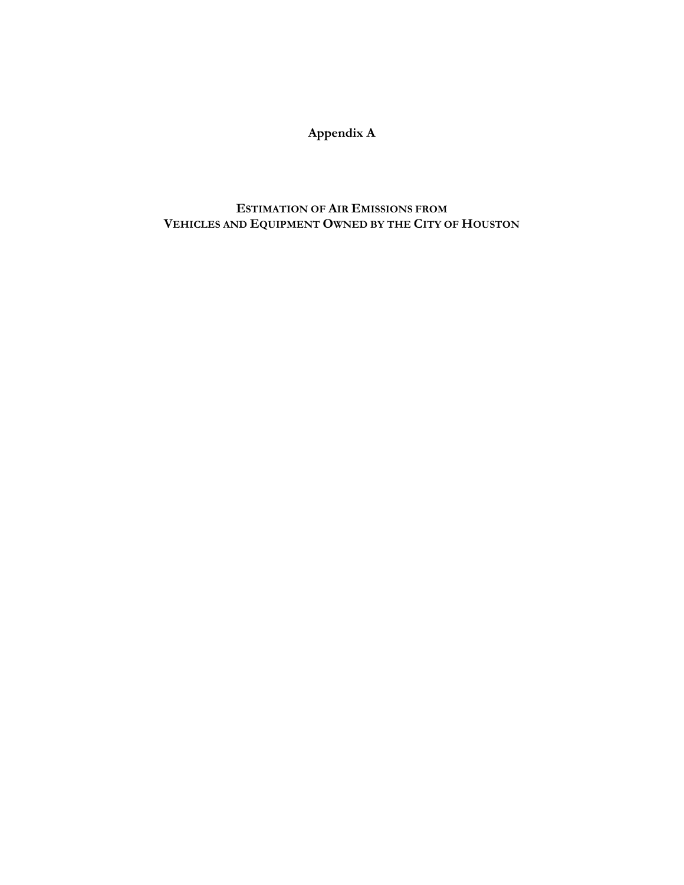# Appendix A

## Estimation of Air Emissions from Vehicles and Equipment Owned by the City of Houston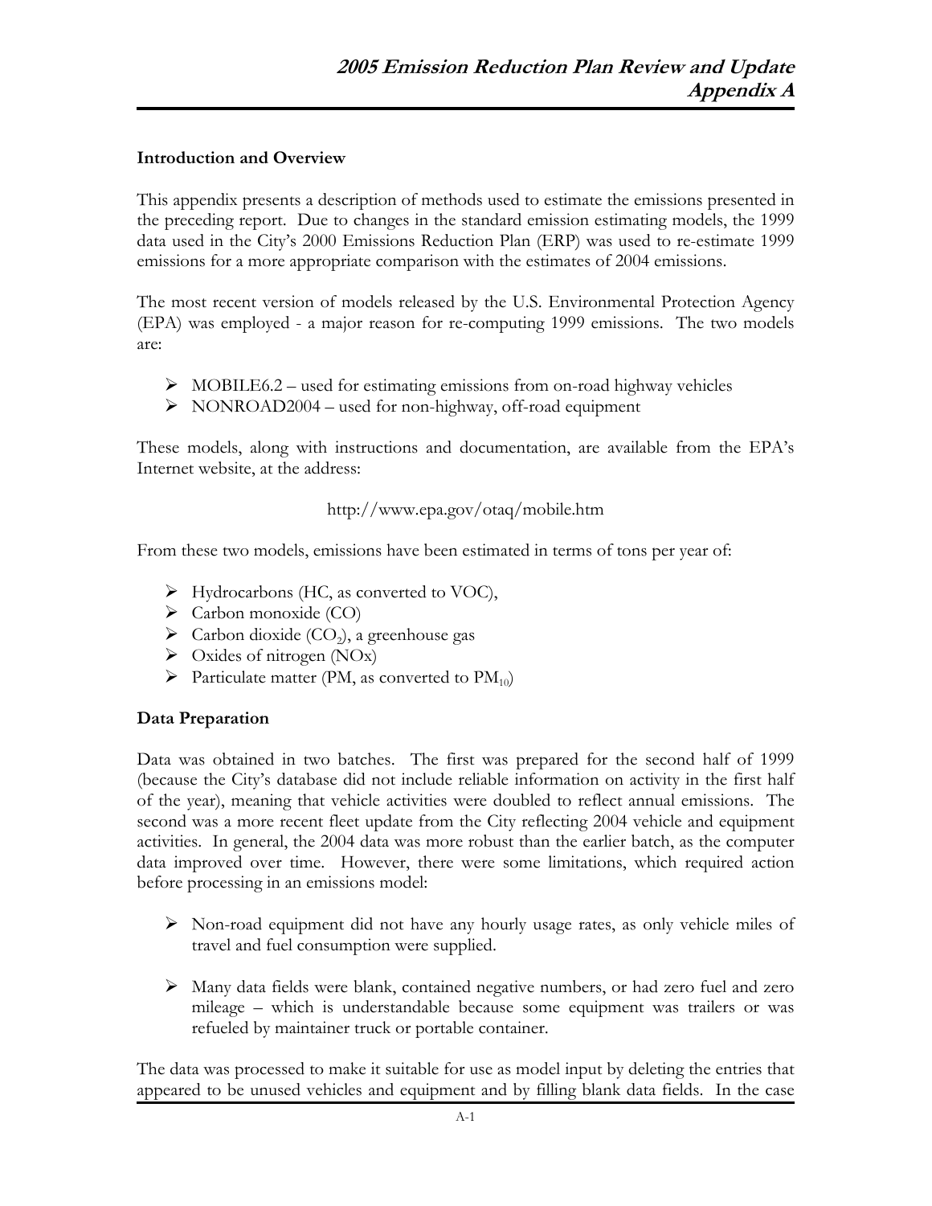## Introduction and Overview

This appendix presents a description of methods used to estimate the emissions presented in the preceding report. Due to changes in the standard emission estimating models, the 1999 data used in the City's 2000 Emissions Reduction Plan (ERP) was used to re-estimate 1999 emissions for a more appropriate comparison with the estimates of 2004 emissions.

The most recent version of models released by the U.S. Environmental Protection Agency (EPA) was employed - a major reason for re-computing 1999 emissions. The two models are:

- MOBILE6.2 – used for estimating emissions from on-road highway vehicles
- NONROAD2004 – used for non-highway, off-road equipment

These models, along with instructions and documentation, are available from the EPA's Internet website, at the address:

http://www.epa.gov/otaq/mobile.htm

From these two models, emissions have been estimated in terms of tons per year of:

- Hydrocarbons (HC, as converted to VOC),
- Carbon monoxide (CO)
- Carbon dioxide ($CO_2$), a greenhouse gas
- Oxides of nitrogen (NOx)
- Particulate matter (PM, as converted to $PM_{10}$)

## Data Preparation

Data was obtained in two batches. The first was prepared for the second half of 1999 (because the City's database did not include reliable information on activity in the first half of the year), meaning that vehicle activities were doubled to reflect annual emissions. The second was a more recent fleet update from the City reflecting 2004 vehicle and equipment activities. In general, the 2004 data was more robust than the earlier batch, as the computer data improved over time. However, there were some limitations, which required action before processing in an emissions model:

- Non-road equipment did not have any hourly usage rates, as only vehicle miles of travel and fuel consumption were supplied.
- Many data fields were blank, contained negative numbers, or had zero fuel and zero mileage – which is understandable because some equipment was trailers or was refueled by maintainer truck or portable container.

The data was processed to make it suitable for use as model input by deleting the entries that appeared to be unused vehicles and equipment and by filling blank data fields. In the case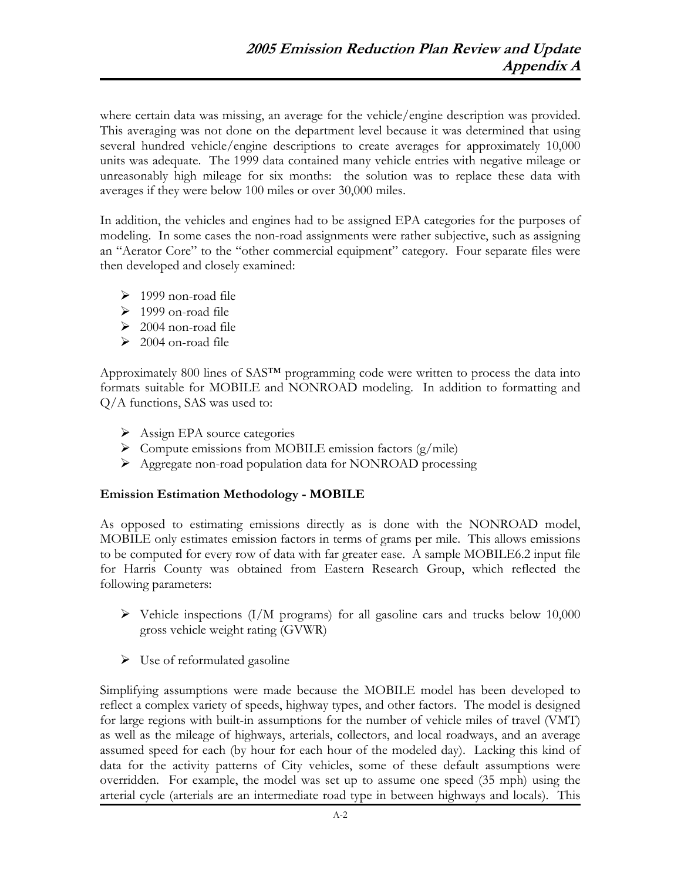where certain data was missing, an average for the vehicle/engine description was provided. This averaging was not done on the department level because it was determined that using several hundred vehicle/engine descriptions to create averages for approximately 10,000 units was adequate. The 1999 data contained many vehicle entries with negative mileage or unreasonably high mileage for six months: the solution was to replace these data with averages if they were below 100 miles or over 30,000 miles.

In addition, the vehicles and engines had to be assigned EPA categories for the purposes of modeling. In some cases the non-road assignments were rather subjective, such as assigning an "Aerator Core" to the "other commercial equipment" category. Four separate files were then developed and closely examined:

- 1999 non-road file
- 1999 on-road file
- 2004 non-road file
- 2004 on-road file

Approximately 800 lines of SAS™ programming code were written to process the data into formats suitable for MOBILE and NONROAD modeling. In addition to formatting and Q/A functions, SAS was used to:

- Assign EPA source categories
- Compute emissions from MOBILE emission factors (g/mile)
- Aggregate non-road population data for NONROAD processing

**Emission Estimation Methodology - MOBILE**

As opposed to estimating emissions directly as is done with the NONROAD model, MOBILE only estimates emission factors in terms of grams per mile. This allows emissions to be computed for every row of data with far greater ease. A sample MOBILE6.2 input file for Harris County was obtained from Eastern Research Group, which reflected the following parameters:

- Vehicle inspections (I/M programs) for all gasoline cars and trucks below 10,000 gross vehicle weight rating (GVWR)
- Use of reformulated gasoline

Simplifying assumptions were made because the MOBILE model has been developed to reflect a complex variety of speeds, highway types, and other factors. The model is designed for large regions with built-in assumptions for the number of vehicle miles of travel (VMT) as well as the mileage of highways, arterials, collectors, and local roadways, and an average assumed speed for each (by hour for each hour of the modeled day). Lacking this kind of data for the activity patterns of City vehicles, some of these default assumptions were overridden. For example, the model was set up to assume one speed (35 mph) using the arterial cycle (arterials are an intermediate road type in between highways and locals). This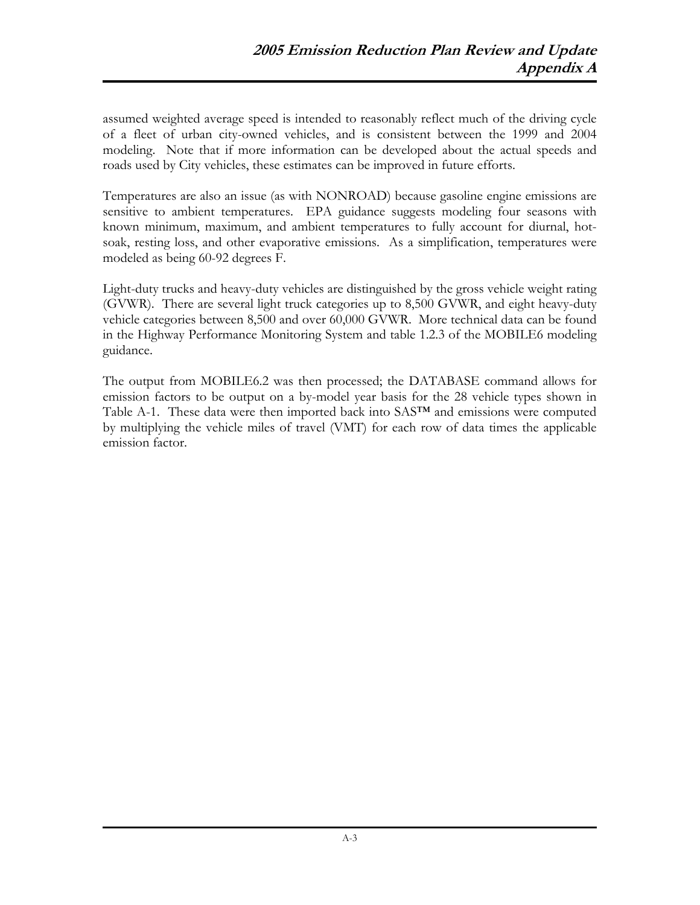assumed weighted average speed is intended to reasonably reflect much of the driving cycle of a fleet of urban city-owned vehicles, and is consistent between the 1999 and 2004 modeling. Note that if more information can be developed about the actual speeds and roads used by City vehicles, these estimates can be improved in future efforts.

Temperatures are also an issue (as with NONROAD) because gasoline engine emissions are sensitive to ambient temperatures. EPA guidance suggests modeling four seasons with known minimum, maximum, and ambient temperatures to fully account for diurnal, hot-soak, resting loss, and other evaporative emissions. As a simplification, temperatures were modeled as being 60-92 degrees F.

Light-duty trucks and heavy-duty vehicles are distinguished by the gross vehicle weight rating (GVWR). There are several light truck categories up to 8,500 GVWR, and eight heavy-duty vehicle categories between 8,500 and over 60,000 GVWR. More technical data can be found in the Highway Performance Monitoring System and table 1.2.3 of the MOBILE6 modeling guidance.

The output from MOBILE6.2 was then processed; the DATABASE command allows for emission factors to be output on a by-model year basis for the 28 vehicle types shown in Table A-1. These data were then imported back into SAS™ and emissions were computed by multiplying the vehicle miles of travel (VMT) for each row of data times the applicable emission factor.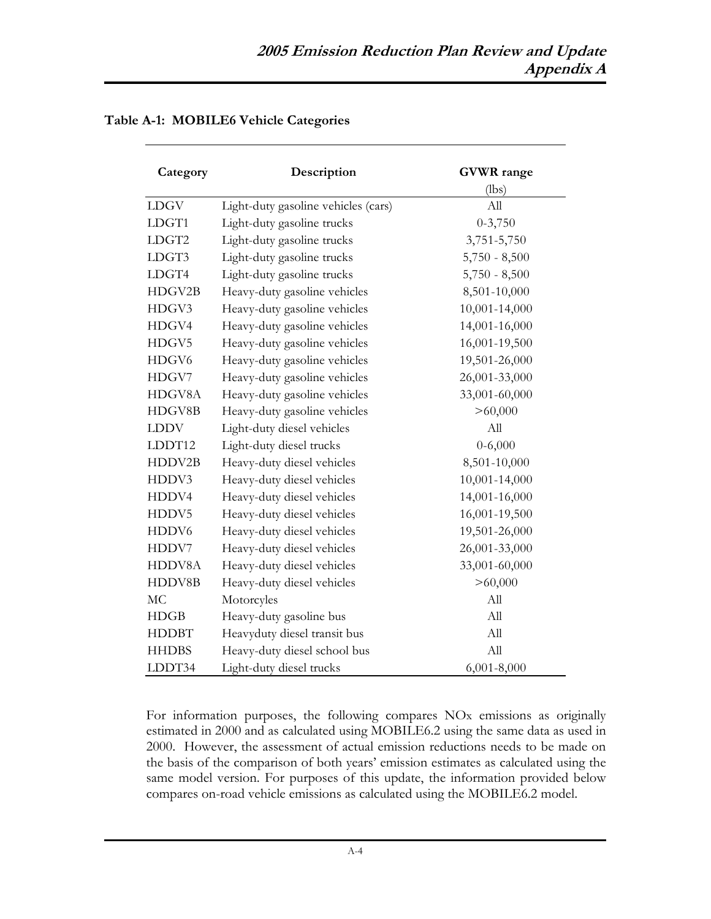**Table A-1: MOBILE6 Vehicle Categories**

| Category | Description | GVWR range (lbs) |
|---|---|---|
| LDGV | Light-duty gasoline vehicles (cars) | All |
| LDGT1 | Light-duty gasoline trucks | 0-3,750 |
| LDGT2 | Light-duty gasoline trucks | 3,751-5,750 |
| LDGT3 | Light-duty gasoline trucks | 5,750 - 8,500 |
| LDGT4 | Light-duty gasoline trucks | 5,750 - 8,500 |
| HDGV2B | Heavy-duty gasoline vehicles | 8,501-10,000 |
| HDGV3 | Heavy-duty gasoline vehicles | 10,001-14,000 |
| HDGV4 | Heavy-duty gasoline vehicles | 14,001-16,000 |
| HDGV5 | Heavy-duty gasoline vehicles | 16,001-19,500 |
| HDGV6 | Heavy-duty gasoline vehicles | 19,501-26,000 |
| HDGV7 | Heavy-duty gasoline vehicles | 26,001-33,000 |
| HDGV8A | Heavy-duty gasoline vehicles | 33,001-60,000 |
| HDGV8B | Heavy-duty gasoline vehicles | >60,000 |
| LDDV | Light-duty diesel vehicles | All |
| LDDT12 | Light-duty diesel trucks | 0-6,000 |
| HDDV2B | Heavy-duty diesel vehicles | 8,501-10,000 |
| HDDV3 | Heavy-duty diesel vehicles | 10,001-14,000 |
| HDDV4 | Heavy-duty diesel vehicles | 14,001-16,000 |
| HDDV5 | Heavy-duty diesel vehicles | 16,001-19,500 |
| HDDV6 | Heavy-duty diesel vehicles | 19,501-26,000 |
| HDDV7 | Heavy-duty diesel vehicles | 26,001-33,000 |
| HDDV8A | Heavy-duty diesel vehicles | 33,001-60,000 |
| HDDV8B | Heavy-duty diesel vehicles | >60,000 |
| MC | Motorcyles | All |
| HDGB | Heavy-duty gasoline bus | All |
| HDDBT | Heavyduty diesel transit bus | All |
| HHDBS | Heavy-duty diesel school bus | All |
| LDDT34 | Light-duty diesel trucks | 6,001-8,000 |

For information purposes, the following compares NOx emissions as originally estimated in 2000 and as calculated using MOBILE6.2 using the same data as used in 2000. However, the assessment of actual emission reductions needs to be made on the basis of the comparison of both years' emission estimates as calculated using the same model version. For purposes of this update, the information provided below compares on-road vehicle emissions as calculated using the MOBILE6.2 model.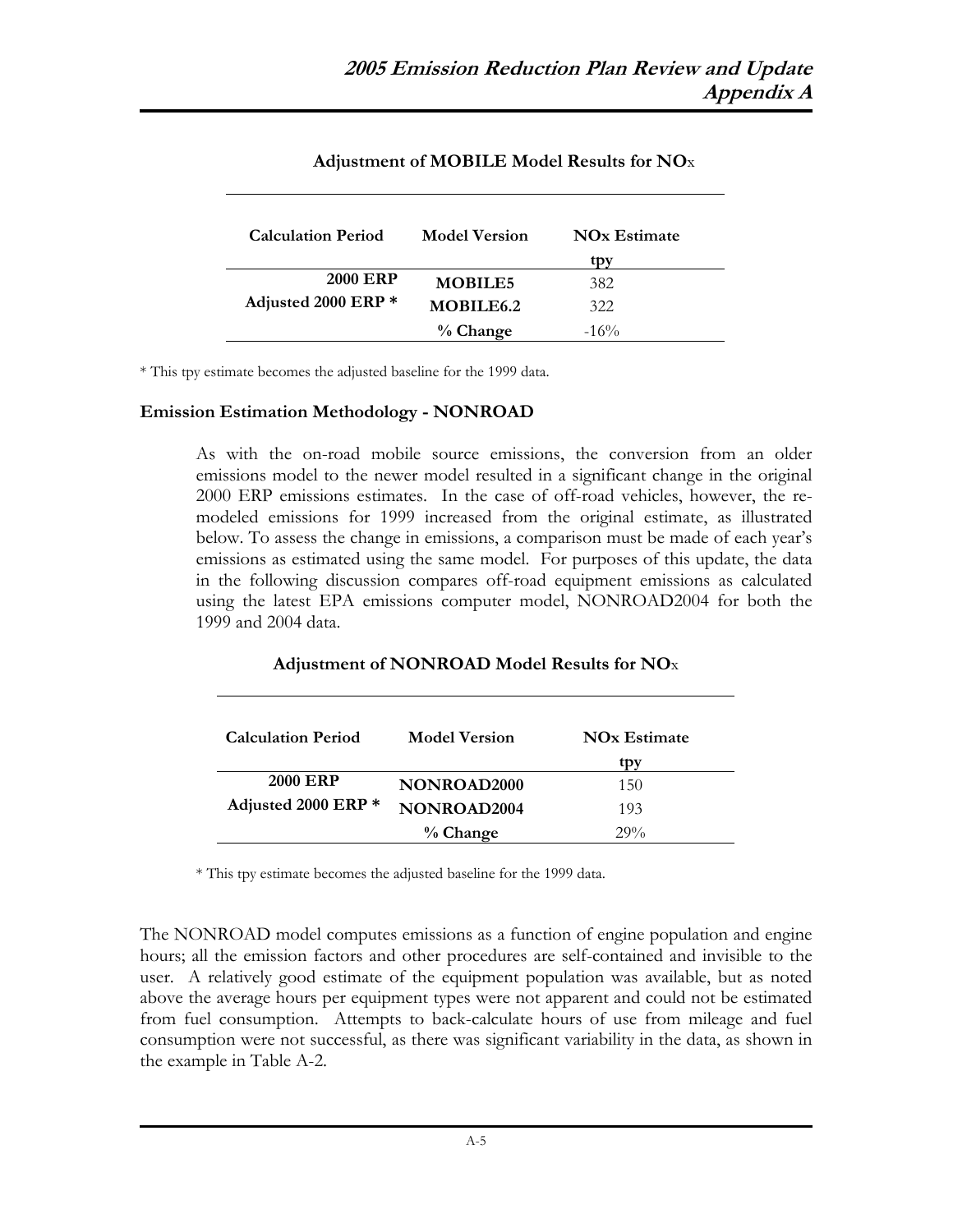**Adjustment of MOBILE Model Results for $NO_X$**

| Calculation Period | Model Version | NOx Estimate tpy |
|---|---|---|
| **2000 ERP** | **MOBILE5** | 382 |
| **Adjusted 2000 ERP \*** | **MOBILE6.2** | 322 |
| | **% Change** | -16% |

\* This tpy estimate becomes the adjusted baseline for the 1999 data.

### Emission Estimation Methodology - NONROAD

As with the on-road mobile source emissions, the conversion from an older emissions model to the newer model resulted in a significant change in the original 2000 ERP emissions estimates. In the case of off-road vehicles, however, the re-modeled emissions for 1999 increased from the original estimate, as illustrated below. To assess the change in emissions, a comparison must be made of each year's emissions as estimated using the same model. For purposes of this update, the data in the following discussion compares off-road equipment emissions as calculated using the latest EPA emissions computer model, NONROAD2004 for both the 1999 and 2004 data.

**Adjustment of NONROAD Model Results for $NO_X$**

| Calculation Period | Model Version | NOx Estimate tpy |
|---|---|---|
| **2000 ERP** | **NONROAD2000** | 150 |
| **Adjusted 2000 ERP \*** | **NONROAD2004** | 193 |
| | **% Change** | 29% |

\* This tpy estimate becomes the adjusted baseline for the 1999 data.

The NONROAD model computes emissions as a function of engine population and engine hours; all the emission factors and other procedures are self-contained and invisible to the user. A relatively good estimate of the equipment population was available, but as noted above the average hours per equipment types were not apparent and could not be estimated from fuel consumption. Attempts to back-calculate hours of use from mileage and fuel consumption were not successful, as there was significant variability in the data, as shown in the example in Table A-2.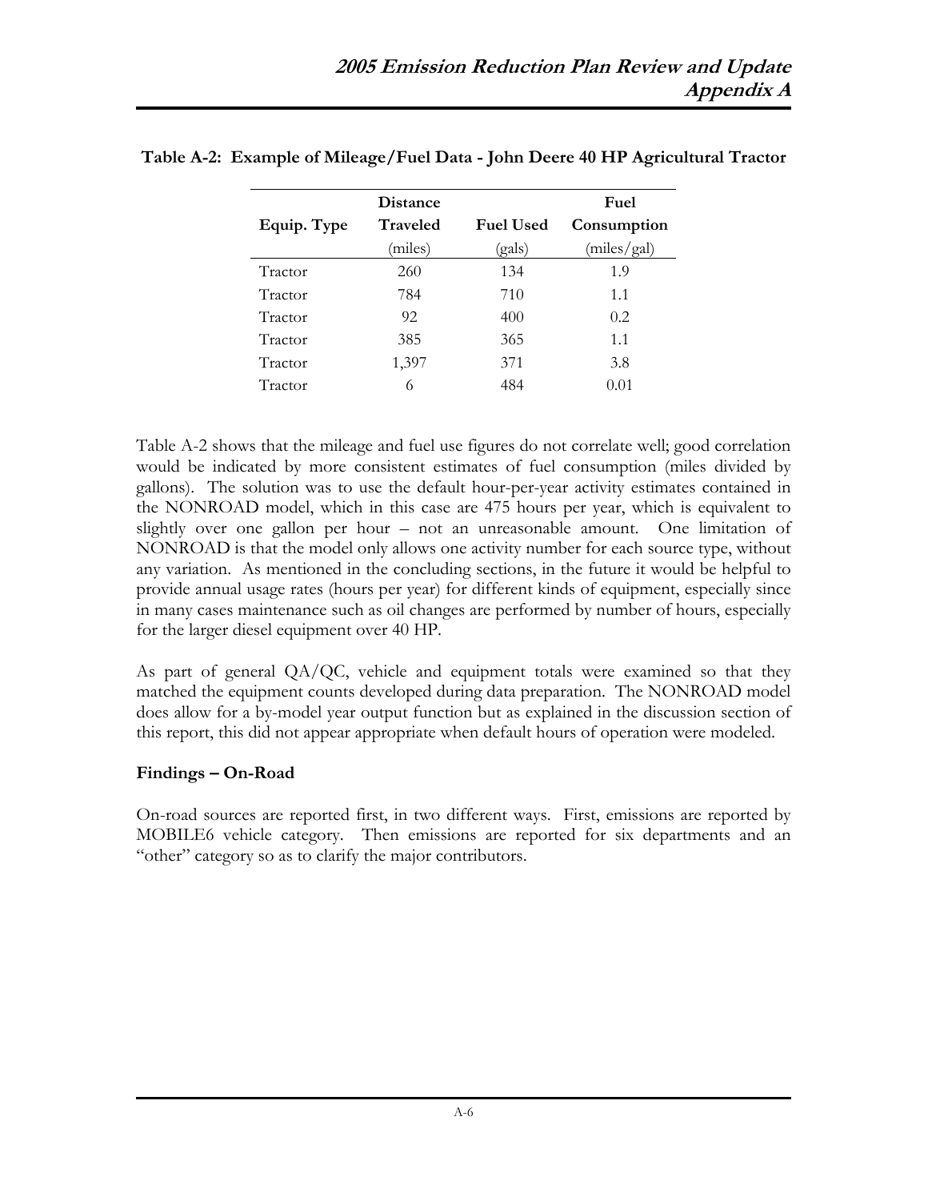**Table A-2: Example of Mileage/Fuel Data - John Deere 40 HP Agricultural Tractor**

| Equip. Type | Distance Traveled (miles) | Fuel Used (gals) | Fuel Consumption (miles/gal) |
|---|---|---|---|
| Tractor | 260 | 134 | 1.9 |
| Tractor | 784 | 710 | 1.1 |
| Tractor | 92 | 400 | 0.2 |
| Tractor | 385 | 365 | 1.1 |
| Tractor | 1,397 | 371 | 3.8 |
| Tractor | 6 | 484 | 0.01 |

Table A-2 shows that the mileage and fuel use figures do not correlate well; good correlation would be indicated by more consistent estimates of fuel consumption (miles divided by gallons). The solution was to use the default hour-per-year activity estimates contained in the NONROAD model, which in this case are 475 hours per year, which is equivalent to slightly over one gallon per hour – not an unreasonable amount. One limitation of NONROAD is that the model only allows one activity number for each source type, without any variation. As mentioned in the concluding sections, in the future it would be helpful to provide annual usage rates (hours per year) for different kinds of equipment, especially since in many cases maintenance such as oil changes are performed by number of hours, especially for the larger diesel equipment over 40 HP.

As part of general QA/QC, vehicle and equipment totals were examined so that they matched the equipment counts developed during data preparation. The NONROAD model does allow for a by-model year output function but as explained in the discussion section of this report, this did not appear appropriate when default hours of operation were modeled.

**Findings – On-Road**

On-road sources are reported first, in two different ways. First, emissions are reported by MOBILE6 vehicle category. Then emissions are reported for six departments and an "other" category so as to clarify the major contributors.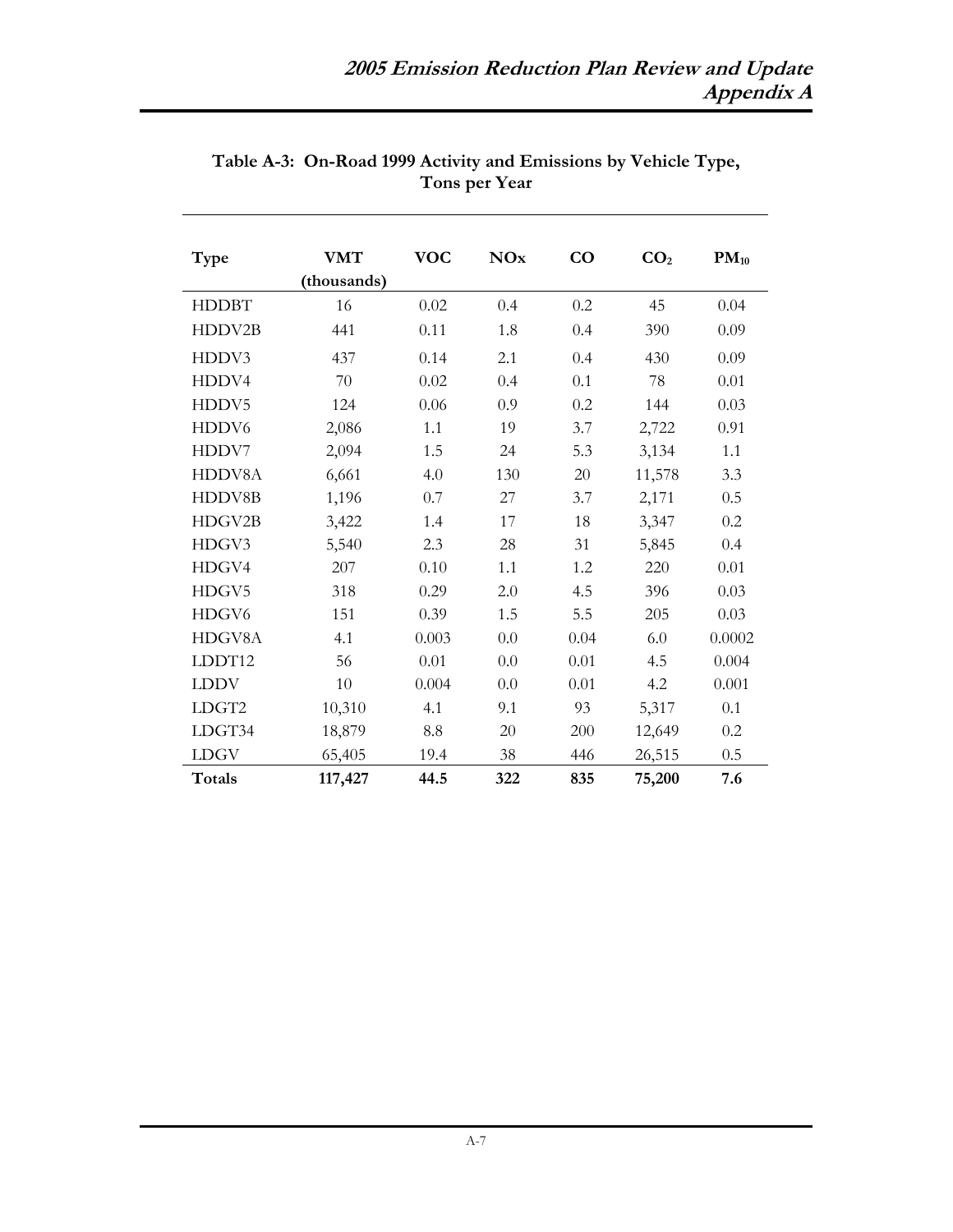**Table A-3: On-Road 1999 Activity and Emissions by Vehicle Type, Tons per Year**

| Type | VMT (thousands) | VOC | NOx | CO | $CO_2$ | $PM_{10}$ |
|---|---|---|---|---|---|---|
| HDDBT | 16 | 0.02 | 0.4 | 0.2 | 45 | 0.04 |
| HDDV2B | 441 | 0.11 | 1.8 | 0.4 | 390 | 0.09 |
| HDDV3 | 437 | 0.14 | 2.1 | 0.4 | 430 | 0.09 |
| HDDV4 | 70 | 0.02 | 0.4 | 0.1 | 78 | 0.01 |
| HDDV5 | 124 | 0.06 | 0.9 | 0.2 | 144 | 0.03 |
| HDDV6 | 2,086 | 1.1 | 19 | 3.7 | 2,722 | 0.91 |
| HDDV7 | 2,094 | 1.5 | 24 | 5.3 | 3,134 | 1.1 |
| HDDV8A | 6,661 | 4.0 | 130 | 20 | 11,578 | 3.3 |
| HDDV8B | 1,196 | 0.7 | 27 | 3.7 | 2,171 | 0.5 |
| HDGV2B | 3,422 | 1.4 | 17 | 18 | 3,347 | 0.2 |
| HDGV3 | 5,540 | 2.3 | 28 | 31 | 5,845 | 0.4 |
| HDGV4 | 207 | 0.10 | 1.1 | 1.2 | 220 | 0.01 |
| HDGV5 | 318 | 0.29 | 2.0 | 4.5 | 396 | 0.03 |
| HDGV6 | 151 | 0.39 | 1.5 | 5.5 | 205 | 0.03 |
| HDGV8A | 4.1 | 0.003 | 0.0 | 0.04 | 6.0 | 0.0002 |
| LDDT12 | 56 | 0.01 | 0.0 | 0.01 | 4.5 | 0.004 |
| LDDV | 10 | 0.004 | 0.0 | 0.01 | 4.2 | 0.001 |
| LDGT2 | 10,310 | 4.1 | 9.1 | 93 | 5,317 | 0.1 |
| LDGT34 | 18,879 | 8.8 | 20 | 200 | 12,649 | 0.2 |
| LDGV | 65,405 | 19.4 | 38 | 446 | 26,515 | 0.5 |
| **Totals** | **117,427** | **44.5** | **322** | **835** | **75,200** | **7.6** |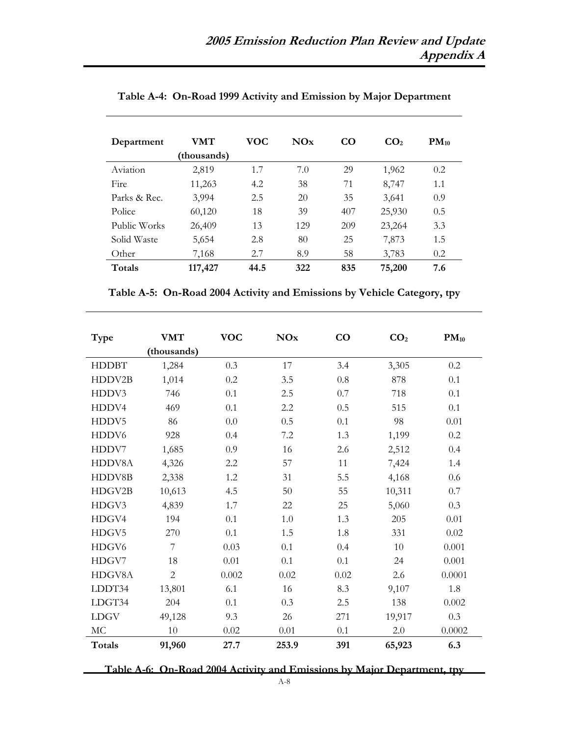**Table A-4: On-Road 1999 Activity and Emission by Major Department**

| Department | VMT (thousands) | VOC | NOx | CO | $CO_2$ | $PM_{10}$ |
|---|---|---|---|---|---|---|
| Aviation | 2,819 | 1.7 | 7.0 | 29 | 1,962 | 0.2 |
| Fire | 11,263 | 4.2 | 38 | 71 | 8,747 | 1.1 |
| Parks & Rec. | 3,994 | 2.5 | 20 | 35 | 3,641 | 0.9 |
| Police | 60,120 | 18 | 39 | 407 | 25,930 | 0.5 |
| Public Works | 26,409 | 13 | 129 | 209 | 23,264 | 3.3 |
| Solid Waste | 5,654 | 2.8 | 80 | 25 | 7,873 | 1.5 |
| Other | 7,168 | 2.7 | 8.9 | 58 | 3,783 | 0.2 |
| **Totals** | **117,427** | **44.5** | **322** | **835** | **75,200** | **7.6** |

**Table A-5: On-Road 2004 Activity and Emissions by Vehicle Category, tpy**

| Type | VMT (thousands) | VOC | NOx | CO | $CO_2$ | $PM_{10}$ |
|---|---|---|---|---|---|---|
| HDDBT | 1,284 | 0.3 | 17 | 3.4 | 3,305 | 0.2 |
| HDDV2B | 1,014 | 0.2 | 3.5 | 0.8 | 878 | 0.1 |
| HDDV3 | 746 | 0.1 | 2.5 | 0.7 | 718 | 0.1 |
| HDDV4 | 469 | 0.1 | 2.2 | 0.5 | 515 | 0.1 |
| HDDV5 | 86 | 0.0 | 0.5 | 0.1 | 98 | 0.01 |
| HDDV6 | 928 | 0.4 | 7.2 | 1.3 | 1,199 | 0.2 |
| HDDV7 | 1,685 | 0.9 | 16 | 2.6 | 2,512 | 0.4 |
| HDDV8A | 4,326 | 2.2 | 57 | 11 | 7,424 | 1.4 |
| HDDV8B | 2,338 | 1.2 | 31 | 5.5 | 4,168 | 0.6 |
| HDGV2B | 10,613 | 4.5 | 50 | 55 | 10,311 | 0.7 |
| HDGV3 | 4,839 | 1.7 | 22 | 25 | 5,060 | 0.3 |
| HDGV4 | 194 | 0.1 | 1.0 | 1.3 | 205 | 0.01 |
| HDGV5 | 270 | 0.1 | 1.5 | 1.8 | 331 | 0.02 |
| HDGV6 | 7 | 0.03 | 0.1 | 0.4 | 10 | 0.001 |
| HDGV7 | 18 | 0.01 | 0.1 | 0.1 | 24 | 0.001 |
| HDGV8A | 2 | 0.002 | 0.02 | 0.02 | 2.6 | 0.0001 |
| LDDT34 | 13,801 | 6.1 | 16 | 8.3 | 9,107 | 1.8 |
| LDGT34 | 204 | 0.1 | 0.3 | 2.5 | 138 | 0.002 |
| LDGV | 49,128 | 9.3 | 26 | 271 | 19,917 | 0.3 |
| MC | 10 | 0.02 | 0.01 | 0.1 | 2.0 | 0.0002 |
| **Totals** | **91,960** | **27.7** | **253.9** | **391** | **65,923** | **6.3** |

**Table A-6: On-Road 2004 Activity and Emissions by Major Department, tpy**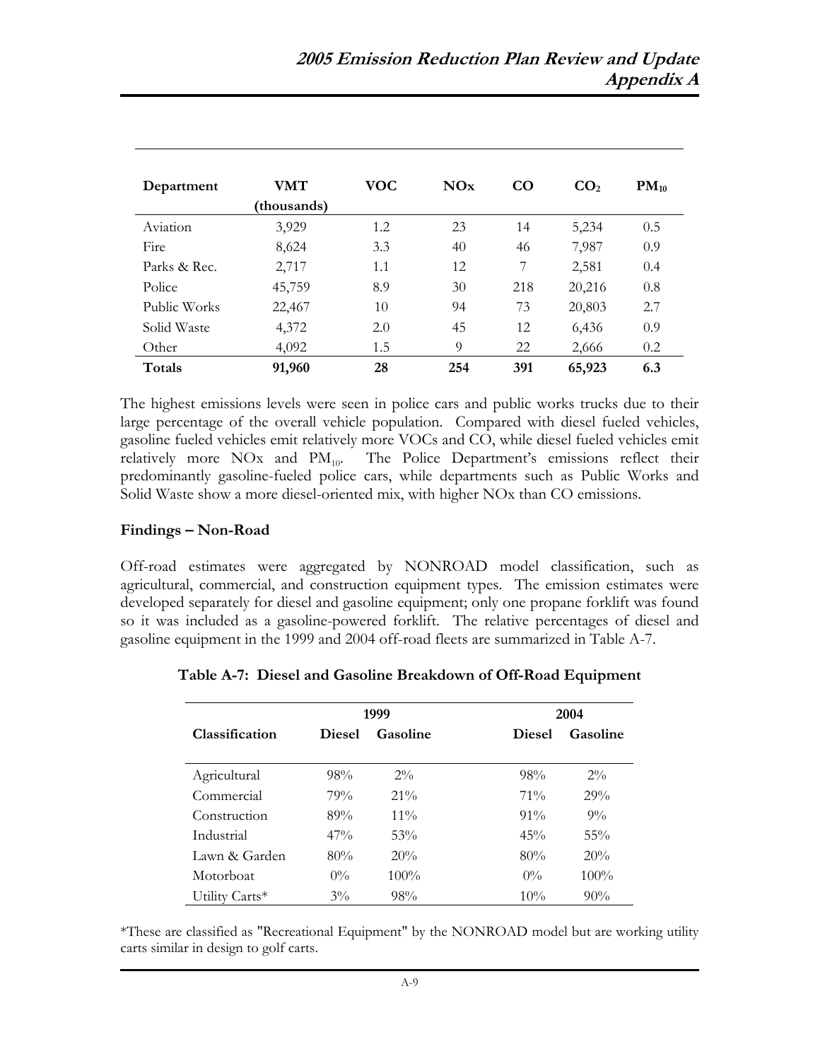| Department | VMT (thousands) | VOC | NOx | CO | $CO_2$ | $PM_{10}$ |
|---|---|---|---|---|---|---|
| Aviation | 3,929 | 1.2 | 23 | 14 | 5,234 | 0.5 |
| Fire | 8,624 | 3.3 | 40 | 46 | 7,987 | 0.9 |
| Parks & Rec. | 2,717 | 1.1 | 12 | 7 | 2,581 | 0.4 |
| Police | 45,759 | 8.9 | 30 | 218 | 20,216 | 0.8 |
| Public Works | 22,467 | 10 | 94 | 73 | 20,803 | 2.7 |
| Solid Waste | 4,372 | 2.0 | 45 | 12 | 6,436 | 0.9 |
| Other | 4,092 | 1.5 | 9 | 22 | 2,666 | 0.2 |
| **Totals** | **91,960** | **28** | **254** | **391** | **65,923** | **6.3** |

The highest emissions levels were seen in police cars and public works trucks due to their large percentage of the overall vehicle population. Compared with diesel fueled vehicles, gasoline fueled vehicles emit relatively more VOCs and CO, while diesel fueled vehicles emit relatively more NOx and $PM_{10}$. The Police Department's emissions reflect their predominantly gasoline-fueled police cars, while departments such as Public Works and Solid Waste show a more diesel-oriented mix, with higher NOx than CO emissions.

### Findings – Non-Road

Off-road estimates were aggregated by NONROAD model classification, such as agricultural, commercial, and construction equipment types. The emission estimates were developed separately for diesel and gasoline equipment; only one propane forklift was found so it was included as a gasoline-powered forklift. The relative percentages of diesel and gasoline equipment in the 1999 and 2004 off-road fleets are summarized in Table A-7.

**Table A-7: Diesel and Gasoline Breakdown of Off-Road Equipment**

| | 1999 | | 2004 | |
|---|---|---|---|---|
| **Classification** | **Diesel** | **Gasoline** | **Diesel** | **Gasoline** |
| Agricultural | 98% | 2% | 98% | 2% |
| Commercial | 79% | 21% | 71% | 29% |
| Construction | 89% | 11% | 91% | 9% |
| Industrial | 47% | 53% | 45% | 55% |
| Lawn & Garden | 80% | 20% | 80% | 20% |
| Motorboat | 0% | 100% | 0% | 100% |
| Utility Carts* | 3% | 98% | 10% | 90% |

*These are classified as "Recreational Equipment" by the NONROAD model but are working utility carts similar in design to golf carts.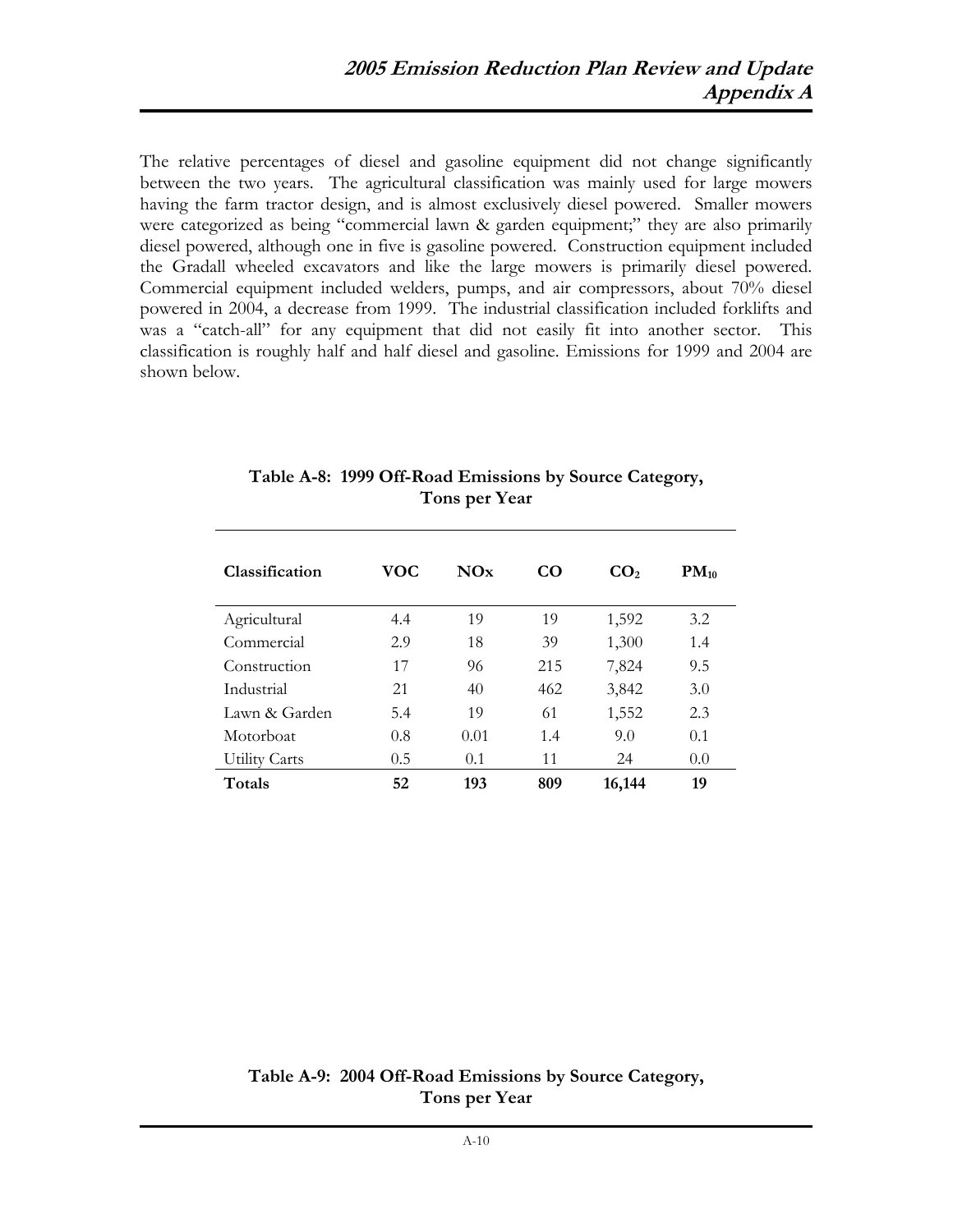The relative percentages of diesel and gasoline equipment did not change significantly between the two years. The agricultural classification was mainly used for large mowers having the farm tractor design, and is almost exclusively diesel powered. Smaller mowers were categorized as being "commercial lawn & garden equipment;" they are also primarily diesel powered, although one in five is gasoline powered. Construction equipment included the Gradall wheeled excavators and like the large mowers is primarily diesel powered. Commercial equipment included welders, pumps, and air compressors, about 70% diesel powered in 2004, a decrease from 1999. The industrial classification included forklifts and was a "catch-all" for any equipment that did not easily fit into another sector. This classification is roughly half and half diesel and gasoline. Emissions for 1999 and 2004 are shown below.

**Table A-8: 1999 Off-Road Emissions by Source Category, Tons per Year**

| Classification | VOC | NOx | CO | $CO_2$ | $PM_{10}$ |
|---|---|---|---|---|---|
| Agricultural | 4.4 | 19 | 19 | 1,592 | 3.2 |
| Commercial | 2.9 | 18 | 39 | 1,300 | 1.4 |
| Construction | 17 | 96 | 215 | 7,824 | 9.5 |
| Industrial | 21 | 40 | 462 | 3,842 | 3.0 |
| Lawn & Garden | 5.4 | 19 | 61 | 1,552 | 2.3 |
| Motorboat | 0.8 | 0.01 | 1.4 | 9.0 | 0.1 |
| Utility Carts | 0.5 | 0.1 | 11 | 24 | 0.0 |
| **Totals** | **52** | **193** | **809** | **16,144** | **19** |

**Table A-9: 2004 Off-Road Emissions by Source Category, Tons per Year**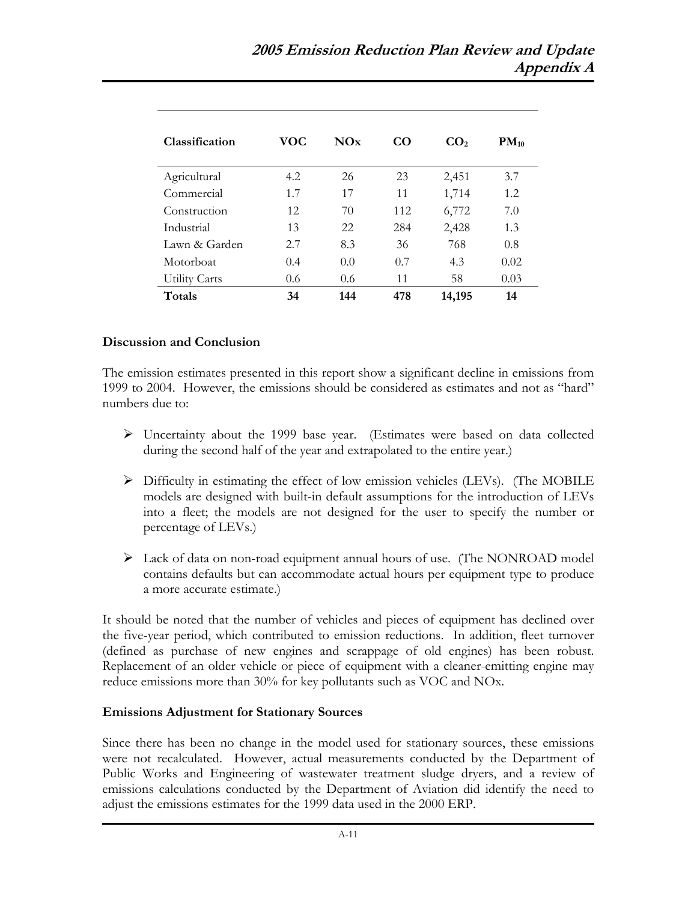| Classification | VOC | NOx | CO | $CO_2$ | $PM_{10}$ |
|---|---|---|---|---|---|
| Agricultural | 4.2 | 26 | 23 | 2,451 | 3.7 |
| Commercial | 1.7 | 17 | 11 | 1,714 | 1.2 |
| Construction | 12 | 70 | 112 | 6,772 | 7.0 |
| Industrial | 13 | 22 | 284 | 2,428 | 1.3 |
| Lawn & Garden | 2.7 | 8.3 | 36 | 768 | 0.8 |
| Motorboat | 0.4 | 0.0 | 0.7 | 4.3 | 0.02 |
| Utility Carts | 0.6 | 0.6 | 11 | 58 | 0.03 |
| **Totals** | **34** | **144** | **478** | **14,195** | **14** |

**Discussion and Conclusion**

The emission estimates presented in this report show a significant decline in emissions from 1999 to 2004. However, the emissions should be considered as estimates and not as "hard" numbers due to:

- Uncertainty about the 1999 base year. (Estimates were based on data collected during the second half of the year and extrapolated to the entire year.)
- Difficulty in estimating the effect of low emission vehicles (LEVs). (The MOBILE models are designed with built-in default assumptions for the introduction of LEVs into a fleet; the models are not designed for the user to specify the number or percentage of LEVs.)
- Lack of data on non-road equipment annual hours of use. (The NONROAD model contains defaults but can accommodate actual hours per equipment type to produce a more accurate estimate.)

It should be noted that the number of vehicles and pieces of equipment has declined over the five-year period, which contributed to emission reductions. In addition, fleet turnover (defined as purchase of new engines and scrappage of old engines) has been robust. Replacement of an older vehicle or piece of equipment with a cleaner-emitting engine may reduce emissions more than 30% for key pollutants such as VOC and NOx.

**Emissions Adjustment for Stationary Sources**

Since there has been no change in the model used for stationary sources, these emissions were not recalculated. However, actual measurements conducted by the Department of Public Works and Engineering of wastewater treatment sludge dryers, and a review of emissions calculations conducted by the Department of Aviation did identify the need to adjust the emissions estimates for the 1999 data used in the 2000 ERP.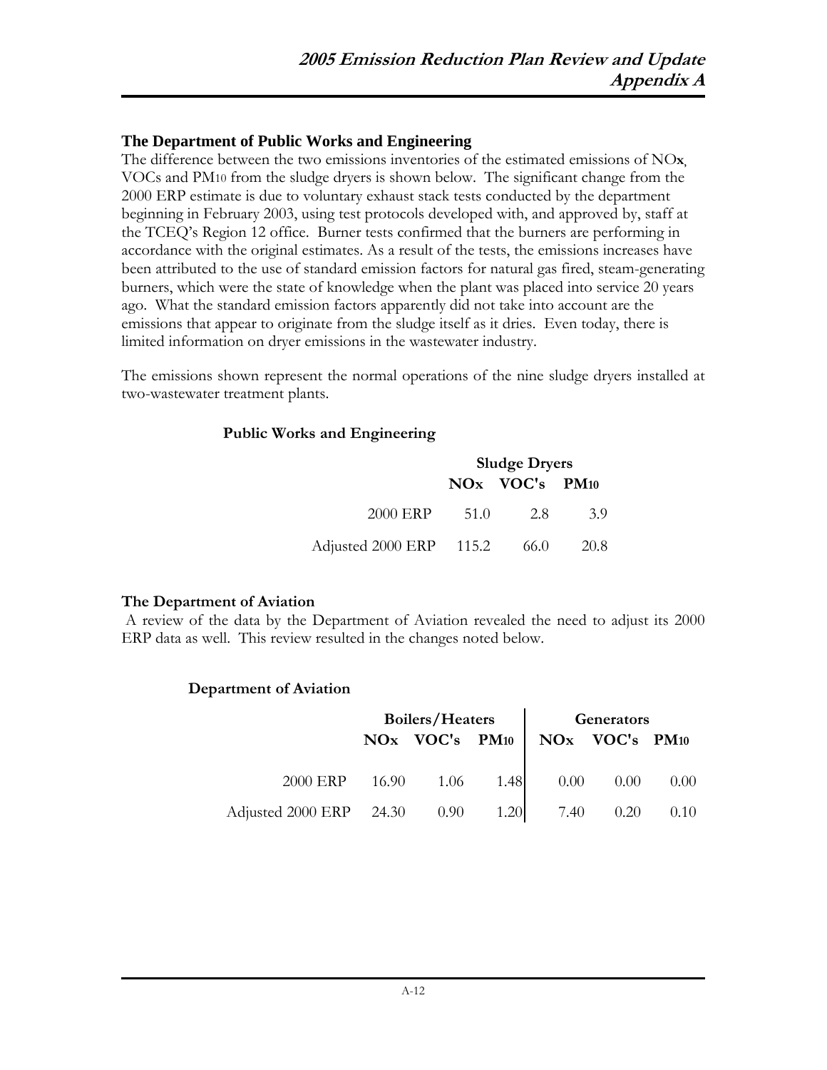### The Department of Public Works and Engineering

The difference between the two emissions inventories of the estimated emissions of $NO_x$, VOCs and $PM_{10}$ from the sludge dryers is shown below. The significant change from the 2000 ERP estimate is due to voluntary exhaust stack tests conducted by the department beginning in February 2003, using test protocols developed with, and approved by, staff at the TCEQ's Region 12 office. Burner tests confirmed that the burners are performing in accordance with the original estimates. As a result of the tests, the emissions increases have been attributed to the use of standard emission factors for natural gas fired, steam-generating burners, which were the state of knowledge when the plant was placed into service 20 years ago. What the standard emission factors apparently did not take into account are the emissions that appear to originate from the sludge itself as it dries. Even today, there is limited information on dryer emissions in the wastewater industry.

The emissions shown represent the normal operations of the nine sludge dryers installed at two-wastewater treatment plants.

**Public Works and Engineering**

| | Sludge Dryers | | |
|---|---|---|---|
| | $NO_x$ | VOC's | $PM_{10}$ |
| 2000 ERP | 51.0 | 2.8 | 3.9 |
| Adjusted 2000 ERP | 115.2 | 66.0 | 20.8 |

### The Department of Aviation

A review of the data by the Department of Aviation revealed the need to adjust its 2000 ERP data as well. This review resulted in the changes noted below.

**Department of Aviation**

| | Boilers/Heaters | | | Generators | | |
|---|---|---|---|---|---|---|
| | $NO_x$ | VOC's | $PM_{10}$ | $NO_x$ | VOC's | $PM_{10}$ |
| 2000 ERP | 16.90 | 1.06 | 1.48 | 0.00 | 0.00 | 0.00 |
| Adjusted 2000 ERP | 24.30 | 0.90 | 1.20 | 7.40 | 0.20 | 0.10 |